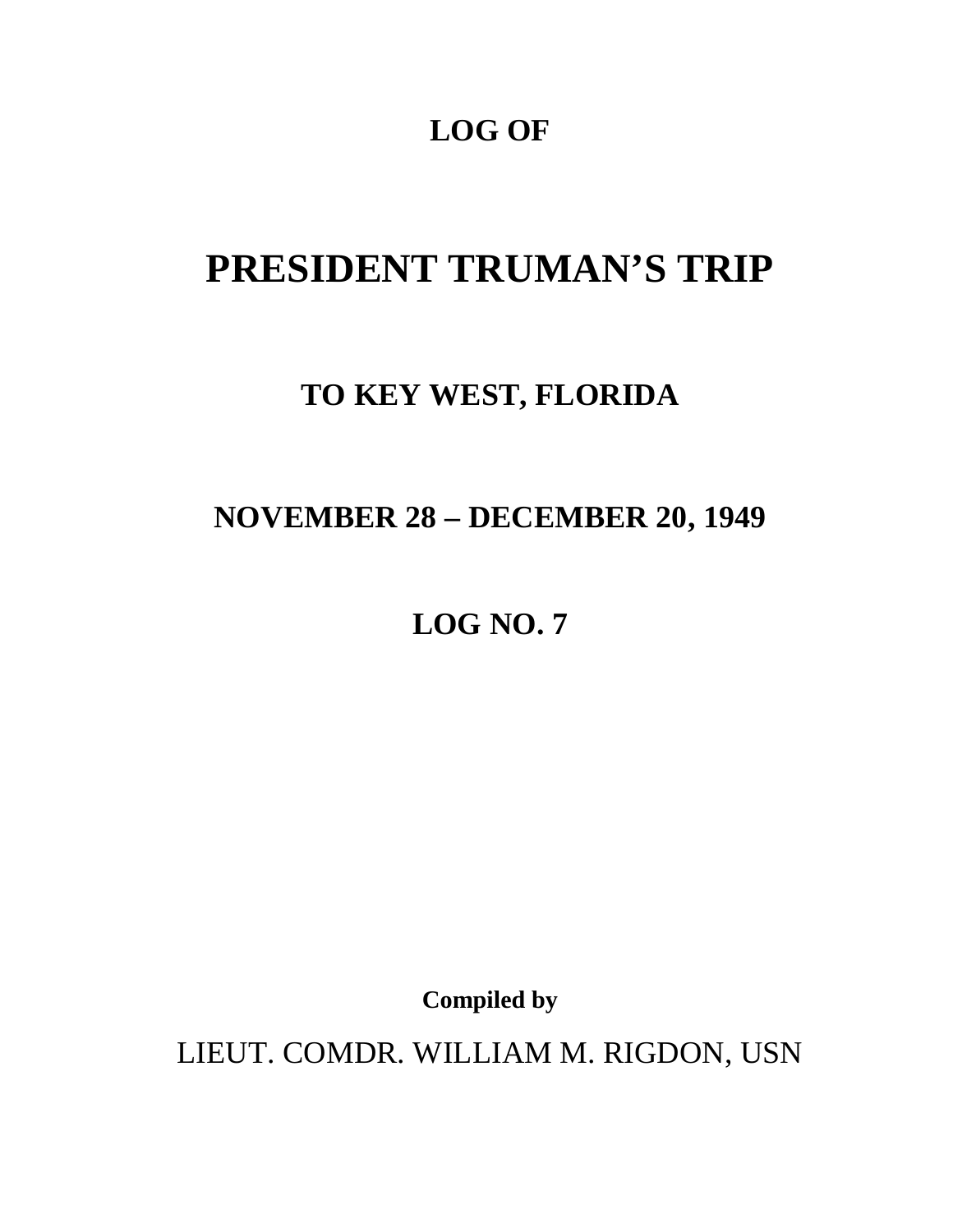**LOG OF**

# PRESIDENT TRUMAN'S TRIP

## TO KEY WEST, FLORIDA

## NOVEMBER 28 – DECEMBER 20, 1949

## LOG NO. 7

**Compiled by**

LIEUT. COMDR. WILLIAM M. RIGDON, USN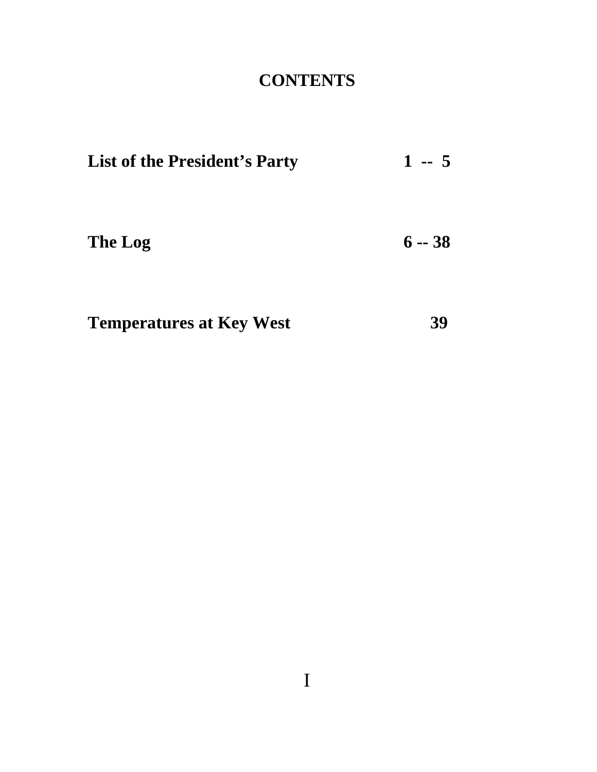# CONTENTS

| | |
|---|---|
| **List of the President's Party** | **1 -- 5** |
| **The Log** | **6 -- 38** |
| **Temperatures at Key West** | **39** |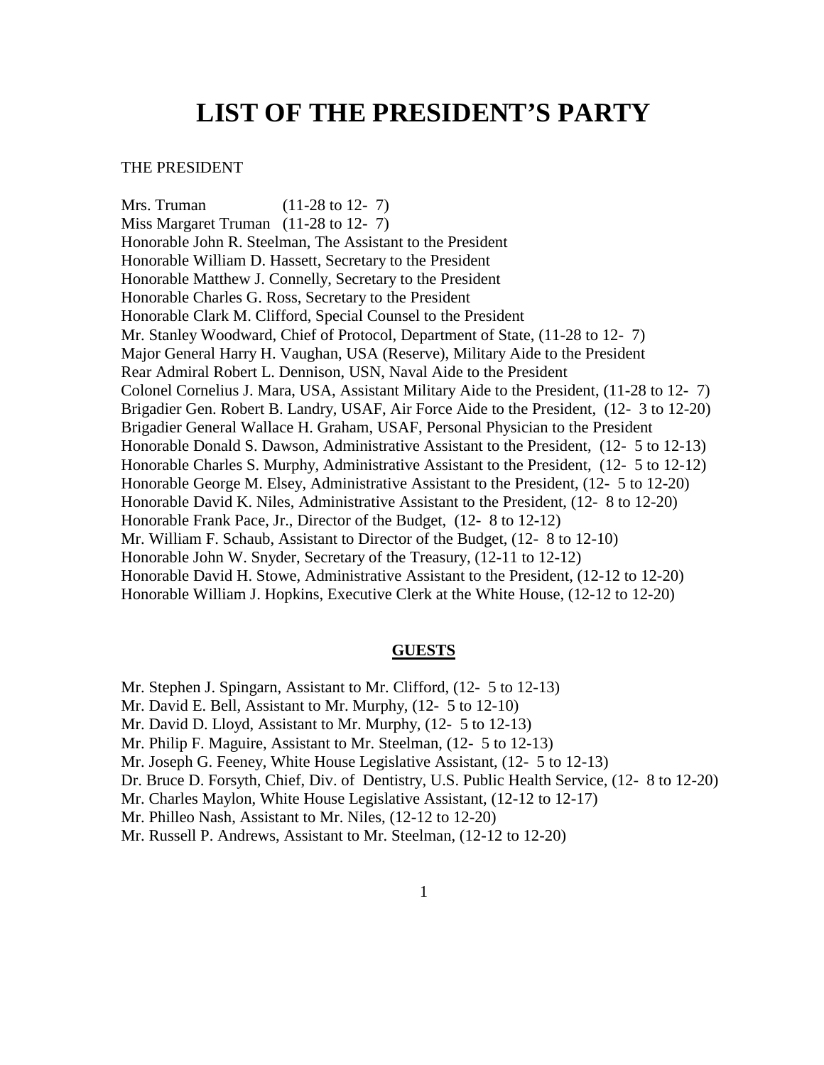# LIST OF THE PRESIDENT'S PARTY

THE PRESIDENT

Mrs. Truman (11-28 to 12- 7)
Miss Margaret Truman (11-28 to 12- 7)
Honorable John R. Steelman, The Assistant to the President
Honorable William D. Hassett, Secretary to the President
Honorable Matthew J. Connelly, Secretary to the President
Honorable Charles G. Ross, Secretary to the President
Honorable Clark M. Clifford, Special Counsel to the President
Mr. Stanley Woodward, Chief of Protocol, Department of State, (11-28 to 12- 7)
Major General Harry H. Vaughan, USA (Reserve), Military Aide to the President
Rear Admiral Robert L. Dennison, USN, Naval Aide to the President
Colonel Cornelius J. Mara, USA, Assistant Military Aide to the President, (11-28 to 12- 7)
Brigadier Gen. Robert B. Landry, USAF, Air Force Aide to the President, (12- 3 to 12-20)
Brigadier General Wallace H. Graham, USAF, Personal Physician to the President
Honorable Donald S. Dawson, Administrative Assistant to the President, (12- 5 to 12-13)
Honorable Charles S. Murphy, Administrative Assistant to the President, (12- 5 to 12-12)
Honorable George M. Elsey, Administrative Assistant to the President, (12- 5 to 12-20)
Honorable David K. Niles, Administrative Assistant to the President, (12- 8 to 12-20)
Honorable Frank Pace, Jr., Director of the Budget, (12- 8 to 12-12)
Mr. William F. Schaub, Assistant to Director of the Budget, (12- 8 to 12-10)
Honorable John W. Snyder, Secretary of the Treasury, (12-11 to 12-12)
Honorable David H. Stowe, Administrative Assistant to the President, (12-12 to 12-20)
Honorable William J. Hopkins, Executive Clerk at the White House, (12-12 to 12-20)

## GUESTS

Mr. Stephen J. Spingarn, Assistant to Mr. Clifford, (12- 5 to 12-13)
Mr. David E. Bell, Assistant to Mr. Murphy, (12- 5 to 12-10)
Mr. David D. Lloyd, Assistant to Mr. Murphy, (12- 5 to 12-13)
Mr. Philip F. Maguire, Assistant to Mr. Steelman, (12- 5 to 12-13)
Mr. Joseph G. Feeney, White House Legislative Assistant, (12- 5 to 12-13)
Dr. Bruce D. Forsyth, Chief, Div. of Dentistry, U.S. Public Health Service, (12- 8 to 12-20)
Mr. Charles Maylon, White House Legislative Assistant, (12-12 to 12-17)
Mr. Philleo Nash, Assistant to Mr. Niles, (12-12 to 12-20)
Mr. Russell P. Andrews, Assistant to Mr. Steelman, (12-12 to 12-20)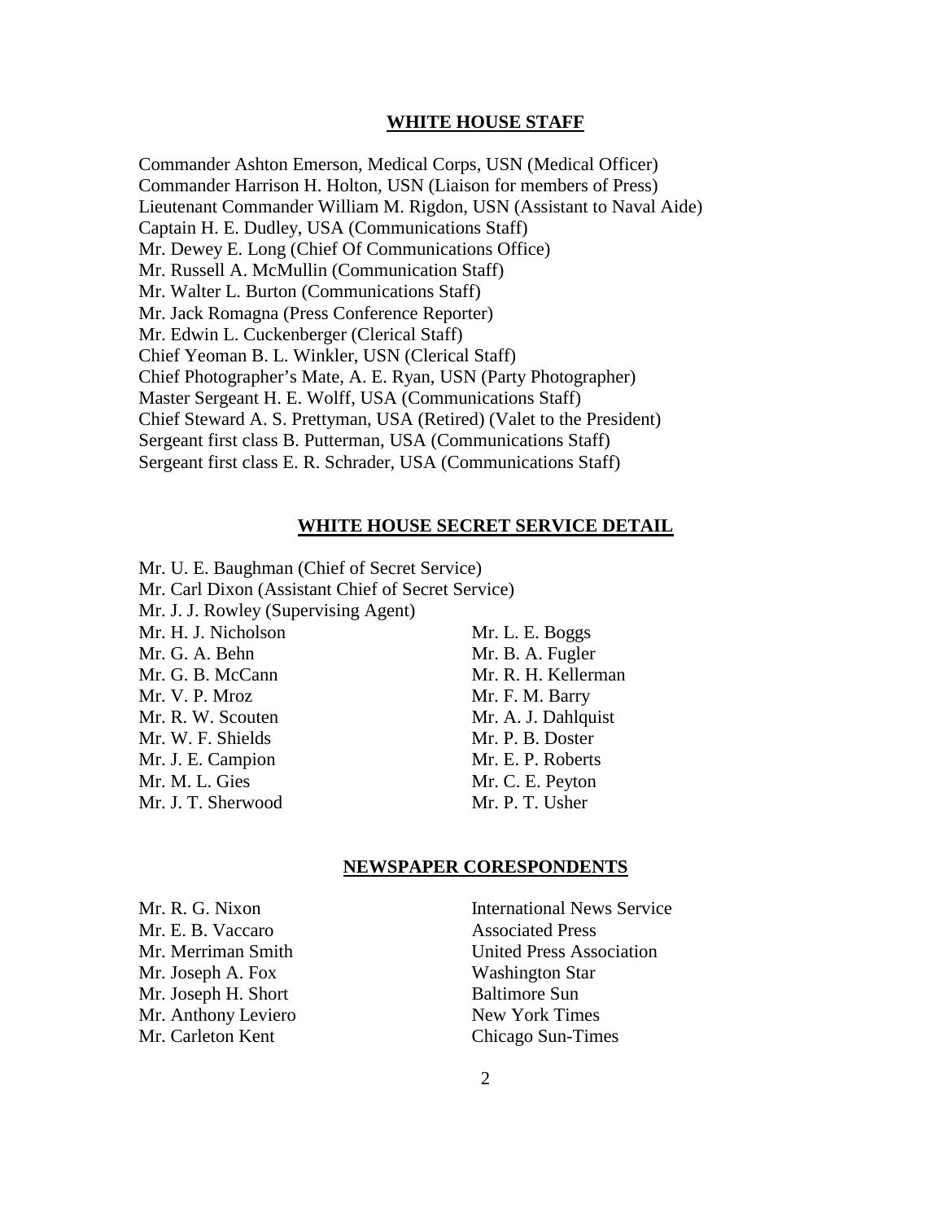## WHITE HOUSE STAFF

Commander Ashton Emerson, Medical Corps, USN (Medical Officer)
Commander Harrison H. Holton, USN (Liaison for members of Press)
Lieutenant Commander William M. Rigdon, USN (Assistant to Naval Aide)
Captain H. E. Dudley, USA (Communications Staff)
Mr. Dewey E. Long (Chief Of Communications Office)
Mr. Russell A. McMullin (Communication Staff)
Mr. Walter L. Burton (Communications Staff)
Mr. Jack Romagna (Press Conference Reporter)
Mr. Edwin L. Cuckenberger (Clerical Staff)
Chief Yeoman B. L. Winkler, USN (Clerical Staff)
Chief Photographer's Mate, A. E. Ryan, USN (Party Photographer)
Master Sergeant H. E. Wolff, USA (Communications Staff)
Chief Steward A. S. Prettyman, USA (Retired) (Valet to the President)
Sergeant first class B. Putterman, USA (Communications Staff)
Sergeant first class E. R. Schrader, USA (Communications Staff)

## WHITE HOUSE SECRET SERVICE DETAIL

Mr. U. E. Baughman (Chief of Secret Service)
Mr. Carl Dixon (Assistant Chief of Secret Service)
Mr. J. J. Rowley (Supervising Agent)
Mr. H. J. Nicholson
Mr. G. A. Behn
Mr. G. B. McCann
Mr. V. P. Mroz
Mr. R. W. Scouten
Mr. W. F. Shields
Mr. J. E. Campion
Mr. M. L. Gies
Mr. J. T. Sherwood
Mr. L. E. Boggs
Mr. B. A. Fugler
Mr. R. H. Kellerman
Mr. F. M. Barry
Mr. A. J. Dahlquist
Mr. P. B. Doster
Mr. E. P. Roberts
Mr. C. E. Peyton
Mr. P. T. Usher

## NEWSPAPER CORESPONDENTS

| | |
|---|---|
| Mr. R. G. Nixon | International News Service |
| Mr. E. B. Vaccaro | Associated Press |
| Mr. Merriman Smith | United Press Association |
| Mr. Joseph A. Fox | Washington Star |
| Mr. Joseph H. Short | Baltimore Sun |
| Mr. Anthony Leviero | New York Times |
| Mr. Carleton Kent | Chicago Sun-Times |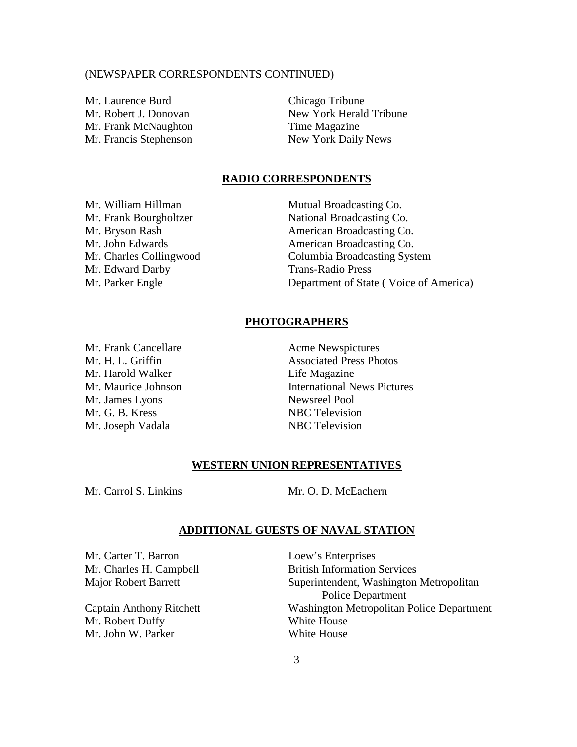(NEWSPAPER CORRESPONDENTS CONTINUED)

| | |
|---|---|
| Mr. Laurence Burd | Chicago Tribune |
| Mr. Robert J. Donovan | New York Herald Tribune |
| Mr. Frank McNaughton | Time Magazine |
| Mr. Francis Stephenson | New York Daily News |

## RADIO CORRESPONDENTS

| | |
|---|---|
| Mr. William Hillman | Mutual Broadcasting Co. |
| Mr. Frank Bourgholtzer | National Broadcasting Co. |
| Mr. Bryson Rash | American Broadcasting Co. |
| Mr. John Edwards | American Broadcasting Co. |
| Mr. Charles Collingwood | Columbia Broadcasting System |
| Mr. Edward Darby | Trans-Radio Press |
| Mr. Parker Engle | Department of State ( Voice of America) |

## PHOTOGRAPHERS

| | |
|---|---|
| Mr. Frank Cancellare | Acme Newspictures |
| Mr. H. L. Griffin | Associated Press Photos |
| Mr. Harold Walker | Life Magazine |
| Mr. Maurice Johnson | International News Pictures |
| Mr. James Lyons | Newsreel Pool |
| Mr. G. B. Kress | NBC Television |
| Mr. Joseph Vadala | NBC Television |

## WESTERN UNION REPRESENTATIVES

Mr. Carrol S. Linkins

Mr. O. D. McEachern

## ADDITIONAL GUESTS OF NAVAL STATION

| | |
|---|---|
| Mr. Carter T. Barron | Loew's Enterprises |
| Mr. Charles H. Campbell | British Information Services |
| Major Robert Barrett | Superintendent, Washington Metropolitan Police Department |
| Captain Anthony Ritchett | Washington Metropolitan Police Department |
| Mr. Robert Duffy | White House |
| Mr. John W. Parker | White House |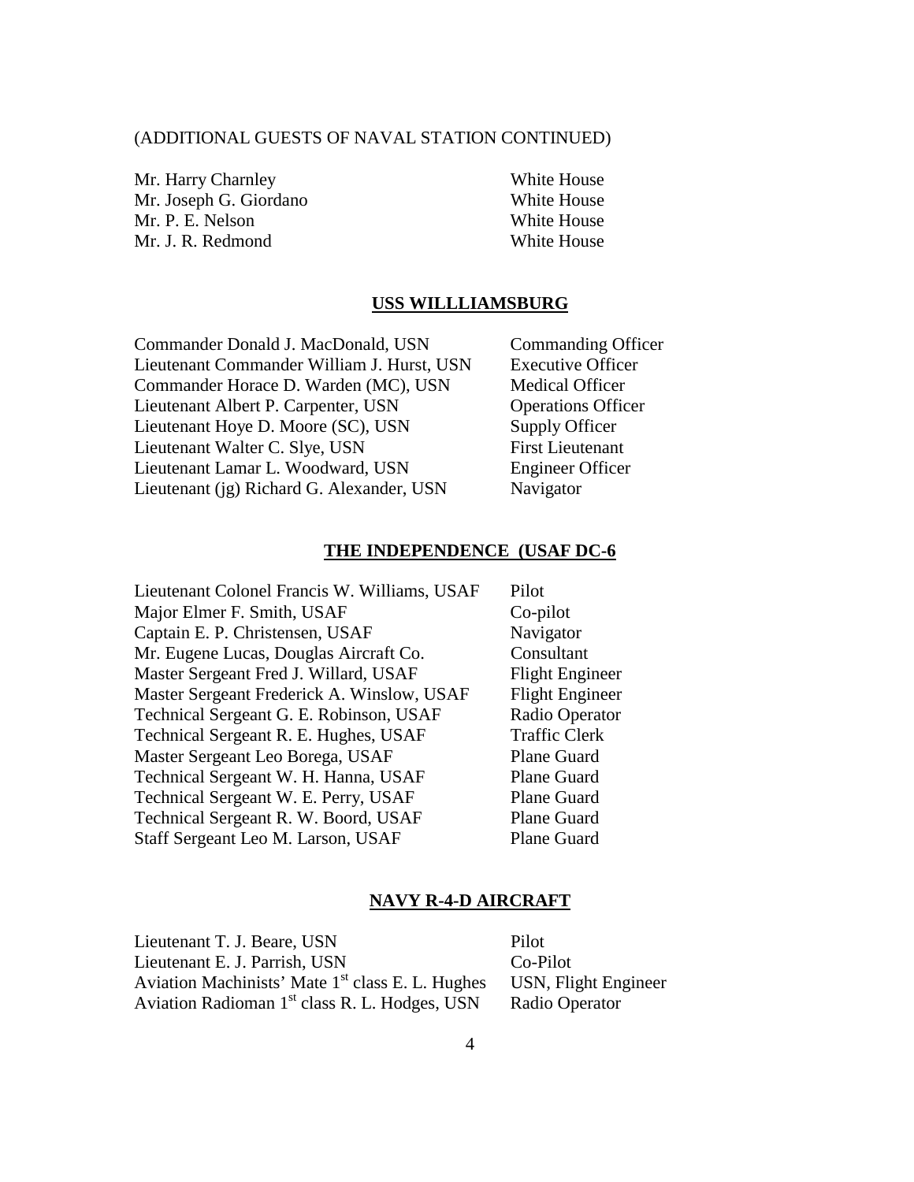(ADDITIONAL GUESTS OF NAVAL STATION CONTINUED)

| | |
|---|---|
| Mr. Harry Charnley | White House |
| Mr. Joseph G. Giordano | White House |
| Mr. P. E. Nelson | White House |
| Mr. J. R. Redmond | White House |

**USS WILLLIAMSBURG**

| | |
|---|---|
| Commander Donald J. MacDonald, USN | Commanding Officer |
| Lieutenant Commander William J. Hurst, USN | Executive Officer |
| Commander Horace D. Warden (MC), USN | Medical Officer |
| Lieutenant Albert P. Carpenter, USN | Operations Officer |
| Lieutenant Hoye D. Moore (SC), USN | Supply Officer |
| Lieutenant Walter C. Slye, USN | First Lieutenant |
| Lieutenant Lamar L. Woodward, USN | Engineer Officer |
| Lieutenant (jg) Richard G. Alexander, USN | Navigator |

**THE INDEPENDENCE (USAF DC-6**

| | |
|---|---|
| Lieutenant Colonel Francis W. Williams, USAF | Pilot |
| Major Elmer F. Smith, USAF | Co-pilot |
| Captain E. P. Christensen, USAF | Navigator |
| Mr. Eugene Lucas, Douglas Aircraft Co. | Consultant |
| Master Sergeant Fred J. Willard, USAF | Flight Engineer |
| Master Sergeant Frederick A. Winslow, USAF | Flight Engineer |
| Technical Sergeant G. E. Robinson, USAF | Radio Operator |
| Technical Sergeant R. E. Hughes, USAF | Traffic Clerk |
| Master Sergeant Leo Borega, USAF | Plane Guard |
| Technical Sergeant W. H. Hanna, USAF | Plane Guard |
| Technical Sergeant W. E. Perry, USAF | Plane Guard |
| Technical Sergeant R. W. Boord, USAF | Plane Guard |
| Staff Sergeant Leo M. Larson, USAF | Plane Guard |

**NAVY R-4-D AIRCRAFT**

| | |
|---|---|
| Lieutenant T. J. Beare, USN | Pilot |
| Lieutenant E. J. Parrish, USN | Co-Pilot |
| Aviation Machinists' Mate 1st class E. L. Hughes | USN, Flight Engineer |
| Aviation Radioman 1st class R. L. Hodges, USN | Radio Operator |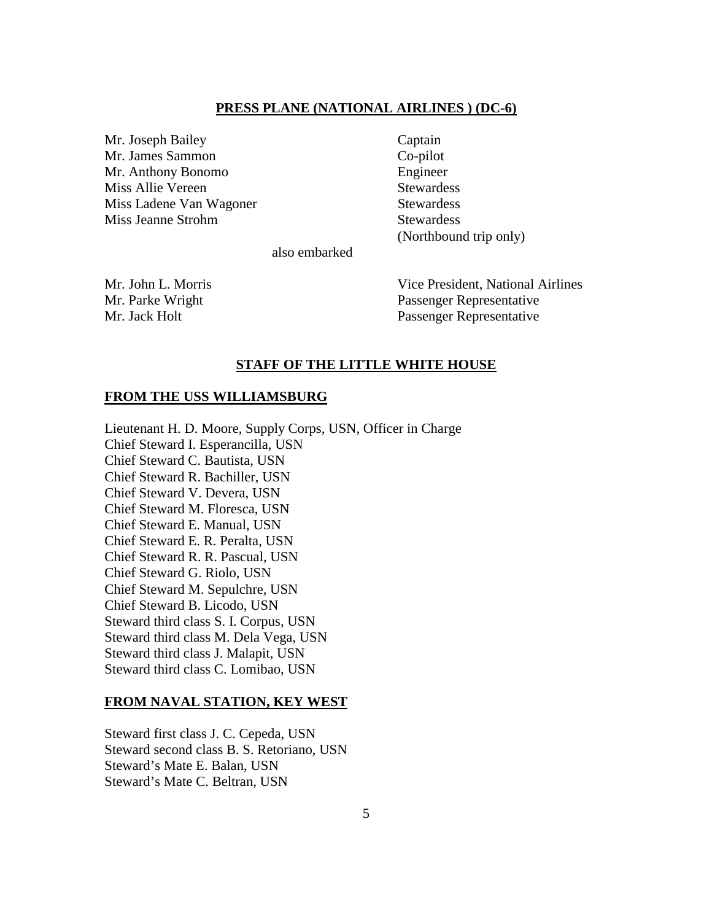## PRESS PLANE (NATIONAL AIRLINES ) (DC-6)

| | |
|---|---|
| Mr. Joseph Bailey | Captain |
| Mr. James Sammon | Co-pilot |
| Mr. Anthony Bonomo | Engineer |
| Miss Allie Vereen | Stewardess |
| Miss Ladene Van Wagoner | Stewardess |
| Miss Jeanne Strohm | Stewardess (Northbound trip only) |

also embarked

| | |
|---|---|
| Mr. John L. Morris | Vice President, National Airlines |
| Mr. Parke Wright | Passenger Representative |
| Mr. Jack Holt | Passenger Representative |

## STAFF OF THE LITTLE WHITE HOUSE

### FROM THE USS WILLIAMSBURG

Lieutenant H. D. Moore, Supply Corps, USN, Officer in Charge
Chief Steward I. Esperancilla, USN
Chief Steward C. Bautista, USN
Chief Steward R. Bachiller, USN
Chief Steward V. Devera, USN
Chief Steward M. Floresca, USN
Chief Steward E. Manual, USN
Chief Steward E. R. Peralta, USN
Chief Steward R. R. Pascual, USN
Chief Steward G. Riolo, USN
Chief Steward M. Sepulchre, USN
Chief Steward B. Licodo, USN
Steward third class S. I. Corpus, USN
Steward third class M. Dela Vega, USN
Steward third class J. Malapit, USN
Steward third class C. Lomibao, USN

### FROM NAVAL STATION, KEY WEST

Steward first class J. C. Cepeda, USN
Steward second class B. S. Retoriano, USN
Steward's Mate E. Balan, USN
Steward's Mate C. Beltran, USN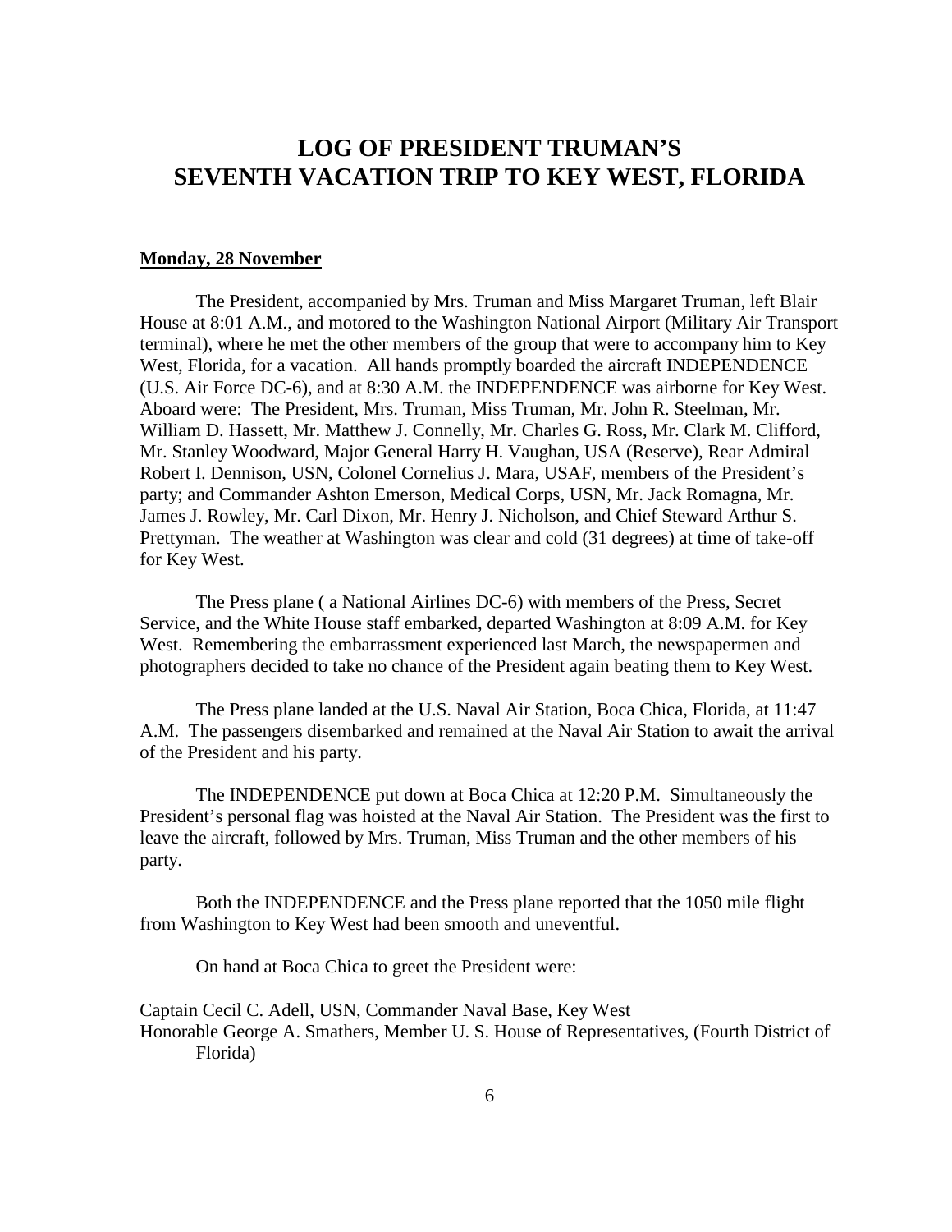# LOG OF PRESIDENT TRUMAN'S SEVENTH VACATION TRIP TO KEY WEST, FLORIDA

**Monday, 28 November**

The President, accompanied by Mrs. Truman and Miss Margaret Truman, left Blair House at 8:01 A.M., and motored to the Washington National Airport (Military Air Transport terminal), where he met the other members of the group that were to accompany him to Key West, Florida, for a vacation. All hands promptly boarded the aircraft INDEPENDENCE (U.S. Air Force DC-6), and at 8:30 A.M. the INDEPENDENCE was airborne for Key West. Aboard were: The President, Mrs. Truman, Miss Truman, Mr. John R. Steelman, Mr. William D. Hassett, Mr. Matthew J. Connelly, Mr. Charles G. Ross, Mr. Clark M. Clifford, Mr. Stanley Woodward, Major General Harry H. Vaughan, USA (Reserve), Rear Admiral Robert I. Dennison, USN, Colonel Cornelius J. Mara, USAF, members of the President's party; and Commander Ashton Emerson, Medical Corps, USN, Mr. Jack Romagna, Mr. James J. Rowley, Mr. Carl Dixon, Mr. Henry J. Nicholson, and Chief Steward Arthur S. Prettyman. The weather at Washington was clear and cold (31 degrees) at time of take-off for Key West.

The Press plane ( a National Airlines DC-6) with members of the Press, Secret Service, and the White House staff embarked, departed Washington at 8:09 A.M. for Key West. Remembering the embarrassment experienced last March, the newspapermen and photographers decided to take no chance of the President again beating them to Key West.

The Press plane landed at the U.S. Naval Air Station, Boca Chica, Florida, at 11:47 A.M. The passengers disembarked and remained at the Naval Air Station to await the arrival of the President and his party.

The INDEPENDENCE put down at Boca Chica at 12:20 P.M. Simultaneously the President's personal flag was hoisted at the Naval Air Station. The President was the first to leave the aircraft, followed by Mrs. Truman, Miss Truman and the other members of his party.

Both the INDEPENDENCE and the Press plane reported that the 1050 mile flight from Washington to Key West had been smooth and uneventful.

On hand at Boca Chica to greet the President were:

Captain Cecil C. Adell, USN, Commander Naval Base, Key West
Honorable George A. Smathers, Member U. S. House of Representatives, (Fourth District of Florida)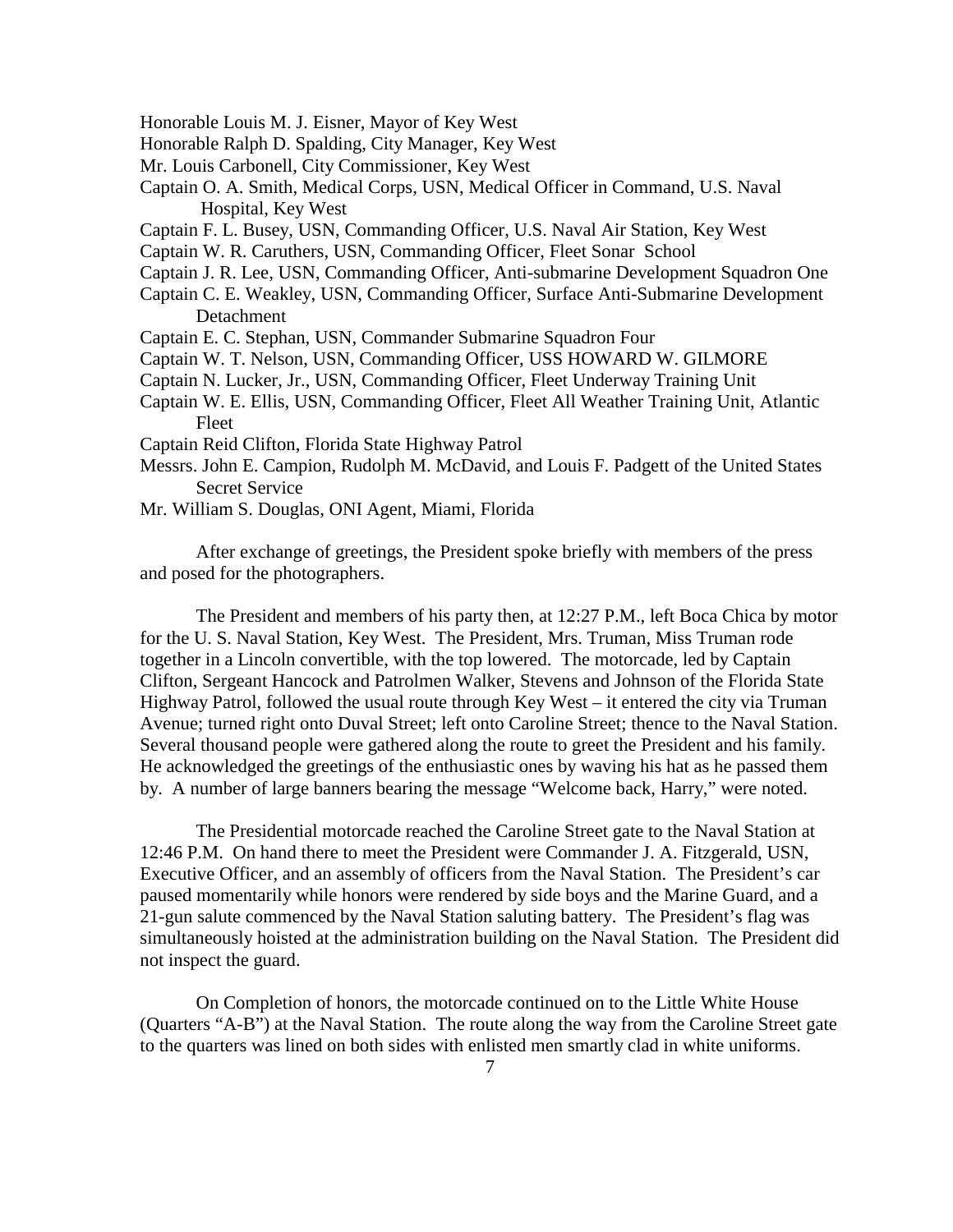Honorable Louis M. J. Eisner, Mayor of Key West
Honorable Ralph D. Spalding, City Manager, Key West
Mr. Louis Carbonell, City Commissioner, Key West
Captain O. A. Smith, Medical Corps, USN, Medical Officer in Command, U.S. Naval Hospital, Key West
Captain F. L. Busey, USN, Commanding Officer, U.S. Naval Air Station, Key West
Captain W. R. Caruthers, USN, Commanding Officer, Fleet Sonar School
Captain J. R. Lee, USN, Commanding Officer, Anti-submarine Development Squadron One
Captain C. E. Weakley, USN, Commanding Officer, Surface Anti-Submarine Development Detachment
Captain E. C. Stephan, USN, Commander Submarine Squadron Four
Captain W. T. Nelson, USN, Commanding Officer, USS HOWARD W. GILMORE
Captain N. Lucker, Jr., USN, Commanding Officer, Fleet Underway Training Unit
Captain W. E. Ellis, USN, Commanding Officer, Fleet All Weather Training Unit, Atlantic Fleet
Captain Reid Clifton, Florida State Highway Patrol
Messrs. John E. Campion, Rudolph M. McDavid, and Louis F. Padgett of the United States Secret Service
Mr. William S. Douglas, ONI Agent, Miami, Florida

After exchange of greetings, the President spoke briefly with members of the press and posed for the photographers.

The President and members of his party then, at 12:27 P.M., left Boca Chica by motor for the U. S. Naval Station, Key West. The President, Mrs. Truman, Miss Truman rode together in a Lincoln convertible, with the top lowered. The motorcade, led by Captain Clifton, Sergeant Hancock and Patrolmen Walker, Stevens and Johnson of the Florida State Highway Patrol, followed the usual route through Key West – it entered the city via Truman Avenue; turned right onto Duval Street; left onto Caroline Street; thence to the Naval Station. Several thousand people were gathered along the route to greet the President and his family. He acknowledged the greetings of the enthusiastic ones by waving his hat as he passed them by. A number of large banners bearing the message "Welcome back, Harry," were noted.

The Presidential motorcade reached the Caroline Street gate to the Naval Station at 12:46 P.M. On hand there to meet the President were Commander J. A. Fitzgerald, USN, Executive Officer, and an assembly of officers from the Naval Station. The President's car paused momentarily while honors were rendered by side boys and the Marine Guard, and a 21-gun salute commenced by the Naval Station saluting battery. The President's flag was simultaneously hoisted at the administration building on the Naval Station. The President did not inspect the guard.

On Completion of honors, the motorcade continued on to the Little White House (Quarters "A-B") at the Naval Station. The route along the way from the Caroline Street gate to the quarters was lined on both sides with enlisted men smartly clad in white uniforms.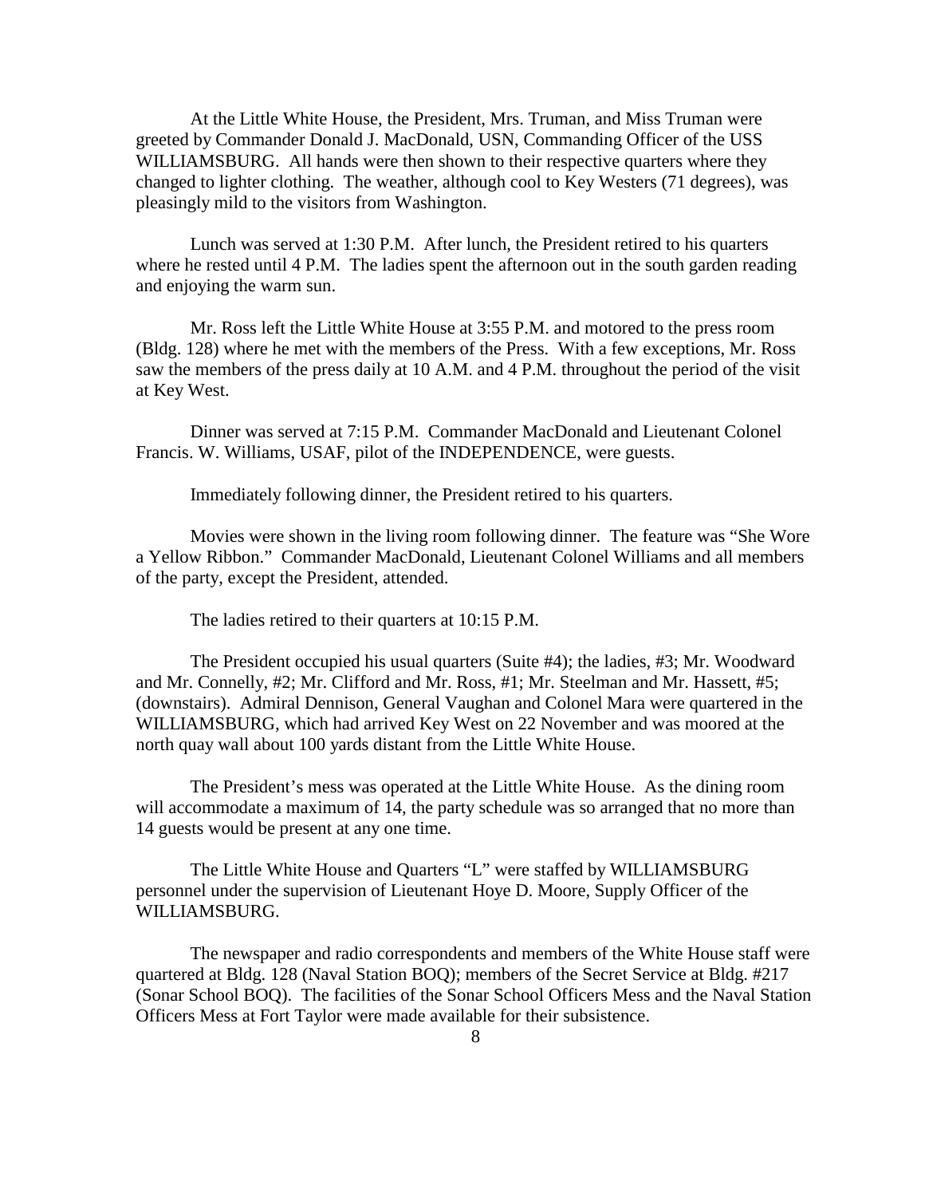At the Little White House, the President, Mrs. Truman, and Miss Truman were greeted by Commander Donald J. MacDonald, USN, Commanding Officer of the USS WILLIAMSBURG. All hands were then shown to their respective quarters where they changed to lighter clothing. The weather, although cool to Key Westers (71 degrees), was pleasingly mild to the visitors from Washington.

Lunch was served at 1:30 P.M. After lunch, the President retired to his quarters where he rested until 4 P.M. The ladies spent the afternoon out in the south garden reading and enjoying the warm sun.

Mr. Ross left the Little White House at 3:55 P.M. and motored to the press room (Bldg. 128) where he met with the members of the Press. With a few exceptions, Mr. Ross saw the members of the press daily at 10 A.M. and 4 P.M. throughout the period of the visit at Key West.

Dinner was served at 7:15 P.M. Commander MacDonald and Lieutenant Colonel Francis. W. Williams, USAF, pilot of the INDEPENDENCE, were guests.

Immediately following dinner, the President retired to his quarters.

Movies were shown in the living room following dinner. The feature was "She Wore a Yellow Ribbon." Commander MacDonald, Lieutenant Colonel Williams and all members of the party, except the President, attended.

The ladies retired to their quarters at 10:15 P.M.

The President occupied his usual quarters (Suite #4); the ladies, #3; Mr. Woodward and Mr. Connelly, #2; Mr. Clifford and Mr. Ross, #1; Mr. Steelman and Mr. Hassett, #5; (downstairs). Admiral Dennison, General Vaughan and Colonel Mara were quartered in the WILLIAMSBURG, which had arrived Key West on 22 November and was moored at the north quay wall about 100 yards distant from the Little White House.

The President's mess was operated at the Little White House. As the dining room will accommodate a maximum of 14, the party schedule was so arranged that no more than 14 guests would be present at any one time.

The Little White House and Quarters "L" were staffed by WILLIAMSBURG personnel under the supervision of Lieutenant Hoye D. Moore, Supply Officer of the WILLIAMSBURG.

The newspaper and radio correspondents and members of the White House staff were quartered at Bldg. 128 (Naval Station BOQ); members of the Secret Service at Bldg. #217 (Sonar School BOQ). The facilities of the Sonar School Officers Mess and the Naval Station Officers Mess at Fort Taylor were made available for their subsistence.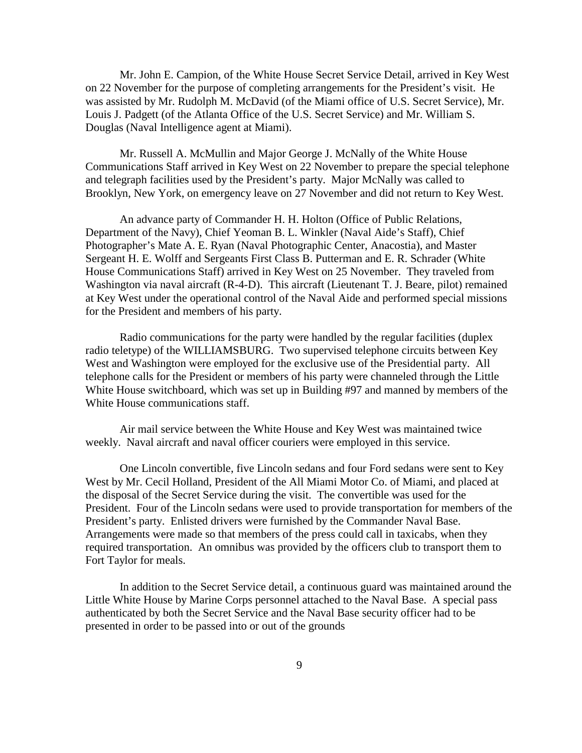Mr. John E. Campion, of the White House Secret Service Detail, arrived in Key West on 22 November for the purpose of completing arrangements for the President's visit. He was assisted by Mr. Rudolph M. McDavid (of the Miami office of U.S. Secret Service), Mr. Louis J. Padgett (of the Atlanta Office of the U.S. Secret Service) and Mr. William S. Douglas (Naval Intelligence agent at Miami).

Mr. Russell A. McMullin and Major George J. McNally of the White House Communications Staff arrived in Key West on 22 November to prepare the special telephone and telegraph facilities used by the President's party. Major McNally was called to Brooklyn, New York, on emergency leave on 27 November and did not return to Key West.

An advance party of Commander H. H. Holton (Office of Public Relations, Department of the Navy), Chief Yeoman B. L. Winkler (Naval Aide's Staff), Chief Photographer's Mate A. E. Ryan (Naval Photographic Center, Anacostia), and Master Sergeant H. E. Wolff and Sergeants First Class B. Putterman and E. R. Schrader (White House Communications Staff) arrived in Key West on 25 November. They traveled from Washington via naval aircraft (R-4-D). This aircraft (Lieutenant T. J. Beare, pilot) remained at Key West under the operational control of the Naval Aide and performed special missions for the President and members of his party.

Radio communications for the party were handled by the regular facilities (duplex radio teletype) of the WILLIAMSBURG. Two supervised telephone circuits between Key West and Washington were employed for the exclusive use of the Presidential party. All telephone calls for the President or members of his party were channeled through the Little White House switchboard, which was set up in Building #97 and manned by members of the White House communications staff.

Air mail service between the White House and Key West was maintained twice weekly. Naval aircraft and naval officer couriers were employed in this service.

One Lincoln convertible, five Lincoln sedans and four Ford sedans were sent to Key West by Mr. Cecil Holland, President of the All Miami Motor Co. of Miami, and placed at the disposal of the Secret Service during the visit. The convertible was used for the President. Four of the Lincoln sedans were used to provide transportation for members of the President's party. Enlisted drivers were furnished by the Commander Naval Base. Arrangements were made so that members of the press could call in taxicabs, when they required transportation. An omnibus was provided by the officers club to transport them to Fort Taylor for meals.

In addition to the Secret Service detail, a continuous guard was maintained around the Little White House by Marine Corps personnel attached to the Naval Base. A special pass authenticated by both the Secret Service and the Naval Base security officer had to be presented in order to be passed into or out of the grounds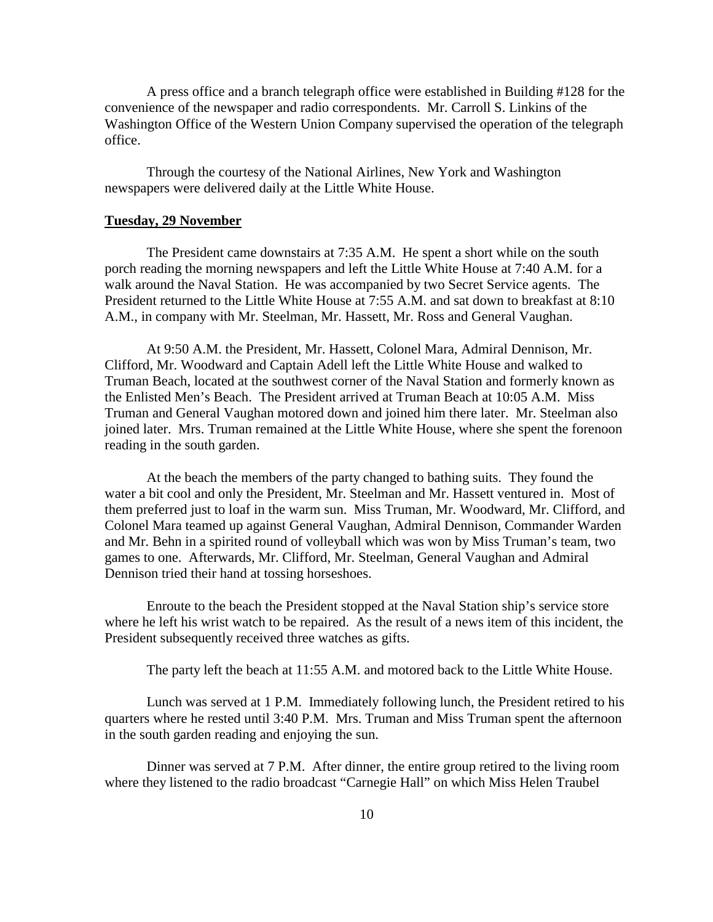A press office and a branch telegraph office were established in Building #128 for the convenience of the newspaper and radio correspondents. Mr. Carroll S. Linkins of the Washington Office of the Western Union Company supervised the operation of the telegraph office.

Through the courtesy of the National Airlines, New York and Washington newspapers were delivered daily at the Little White House.

**Tuesday, 29 November**

The President came downstairs at 7:35 A.M. He spent a short while on the south porch reading the morning newspapers and left the Little White House at 7:40 A.M. for a walk around the Naval Station. He was accompanied by two Secret Service agents. The President returned to the Little White House at 7:55 A.M. and sat down to breakfast at 8:10 A.M., in company with Mr. Steelman, Mr. Hassett, Mr. Ross and General Vaughan.

At 9:50 A.M. the President, Mr. Hassett, Colonel Mara, Admiral Dennison, Mr. Clifford, Mr. Woodward and Captain Adell left the Little White House and walked to Truman Beach, located at the southwest corner of the Naval Station and formerly known as the Enlisted Men's Beach. The President arrived at Truman Beach at 10:05 A.M. Miss Truman and General Vaughan motored down and joined him there later. Mr. Steelman also joined later. Mrs. Truman remained at the Little White House, where she spent the forenoon reading in the south garden.

At the beach the members of the party changed to bathing suits. They found the water a bit cool and only the President, Mr. Steelman and Mr. Hassett ventured in. Most of them preferred just to loaf in the warm sun. Miss Truman, Mr. Woodward, Mr. Clifford, and Colonel Mara teamed up against General Vaughan, Admiral Dennison, Commander Warden and Mr. Behn in a spirited round of volleyball which was won by Miss Truman's team, two games to one. Afterwards, Mr. Clifford, Mr. Steelman, General Vaughan and Admiral Dennison tried their hand at tossing horseshoes.

Enroute to the beach the President stopped at the Naval Station ship's service store where he left his wrist watch to be repaired. As the result of a news item of this incident, the President subsequently received three watches as gifts.

The party left the beach at 11:55 A.M. and motored back to the Little White House.

Lunch was served at 1 P.M. Immediately following lunch, the President retired to his quarters where he rested until 3:40 P.M. Mrs. Truman and Miss Truman spent the afternoon in the south garden reading and enjoying the sun.

Dinner was served at 7 P.M. After dinner, the entire group retired to the living room where they listened to the radio broadcast "Carnegie Hall" on which Miss Helen Traubel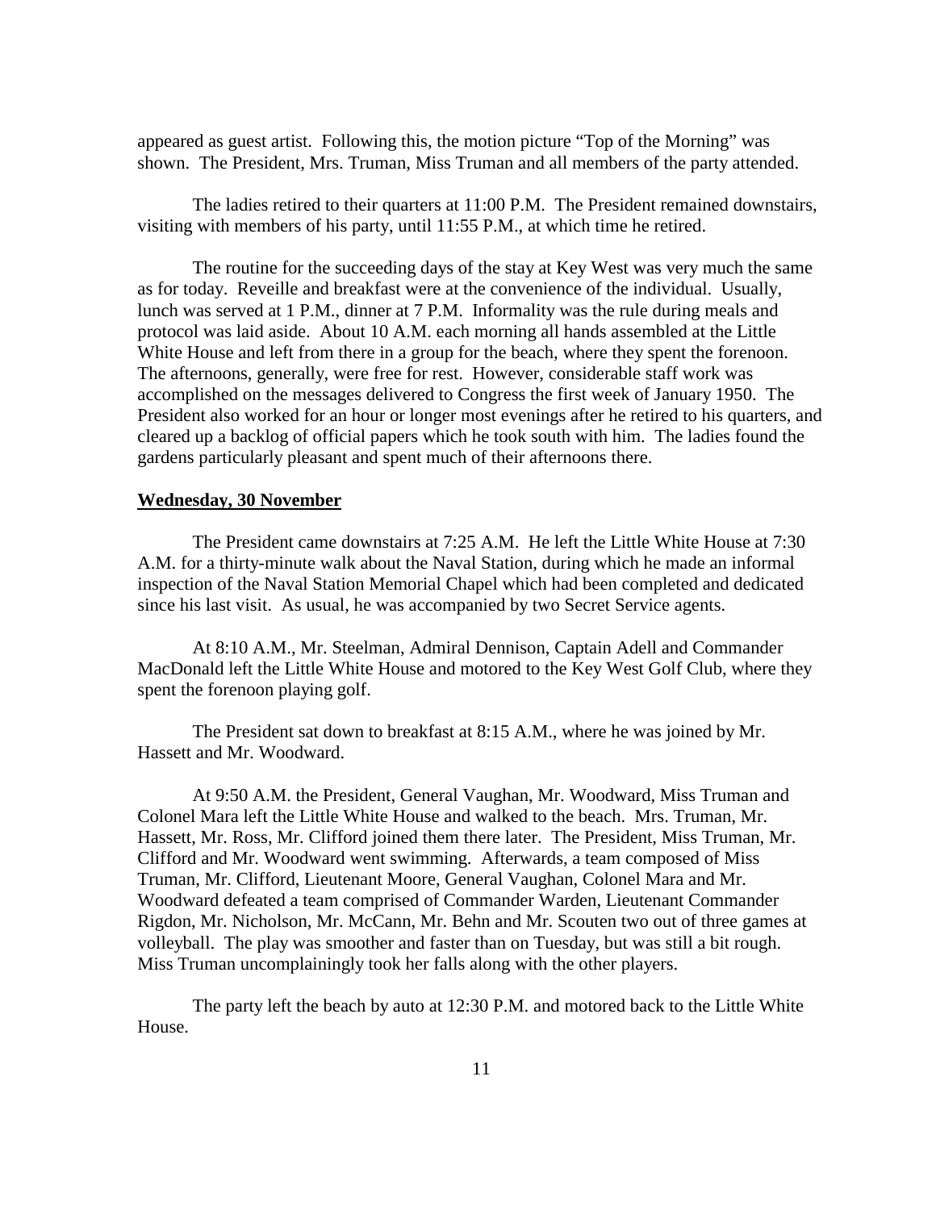appeared as guest artist. Following this, the motion picture "Top of the Morning" was shown. The President, Mrs. Truman, Miss Truman and all members of the party attended.

The ladies retired to their quarters at 11:00 P.M. The President remained downstairs, visiting with members of his party, until 11:55 P.M., at which time he retired.

The routine for the succeeding days of the stay at Key West was very much the same as for today. Reveille and breakfast were at the convenience of the individual. Usually, lunch was served at 1 P.M., dinner at 7 P.M. Informality was the rule during meals and protocol was laid aside. About 10 A.M. each morning all hands assembled at the Little White House and left from there in a group for the beach, where they spent the forenoon. The afternoons, generally, were free for rest. However, considerable staff work was accomplished on the messages delivered to Congress the first week of January 1950. The President also worked for an hour or longer most evenings after he retired to his quarters, and cleared up a backlog of official papers which he took south with him. The ladies found the gardens particularly pleasant and spent much of their afternoons there.

**Wednesday, 30 November**

The President came downstairs at 7:25 A.M. He left the Little White House at 7:30 A.M. for a thirty-minute walk about the Naval Station, during which he made an informal inspection of the Naval Station Memorial Chapel which had been completed and dedicated since his last visit. As usual, he was accompanied by two Secret Service agents.

At 8:10 A.M., Mr. Steelman, Admiral Dennison, Captain Adell and Commander MacDonald left the Little White House and motored to the Key West Golf Club, where they spent the forenoon playing golf.

The President sat down to breakfast at 8:15 A.M., where he was joined by Mr. Hassett and Mr. Woodward.

At 9:50 A.M. the President, General Vaughan, Mr. Woodward, Miss Truman and Colonel Mara left the Little White House and walked to the beach. Mrs. Truman, Mr. Hassett, Mr. Ross, Mr. Clifford joined them there later. The President, Miss Truman, Mr. Clifford and Mr. Woodward went swimming. Afterwards, a team composed of Miss Truman, Mr. Clifford, Lieutenant Moore, General Vaughan, Colonel Mara and Mr. Woodward defeated a team comprised of Commander Warden, Lieutenant Commander Rigdon, Mr. Nicholson, Mr. McCann, Mr. Behn and Mr. Scouten two out of three games at volleyball. The play was smoother and faster than on Tuesday, but was still a bit rough. Miss Truman uncomplainingly took her falls along with the other players.

The party left the beach by auto at 12:30 P.M. and motored back to the Little White House.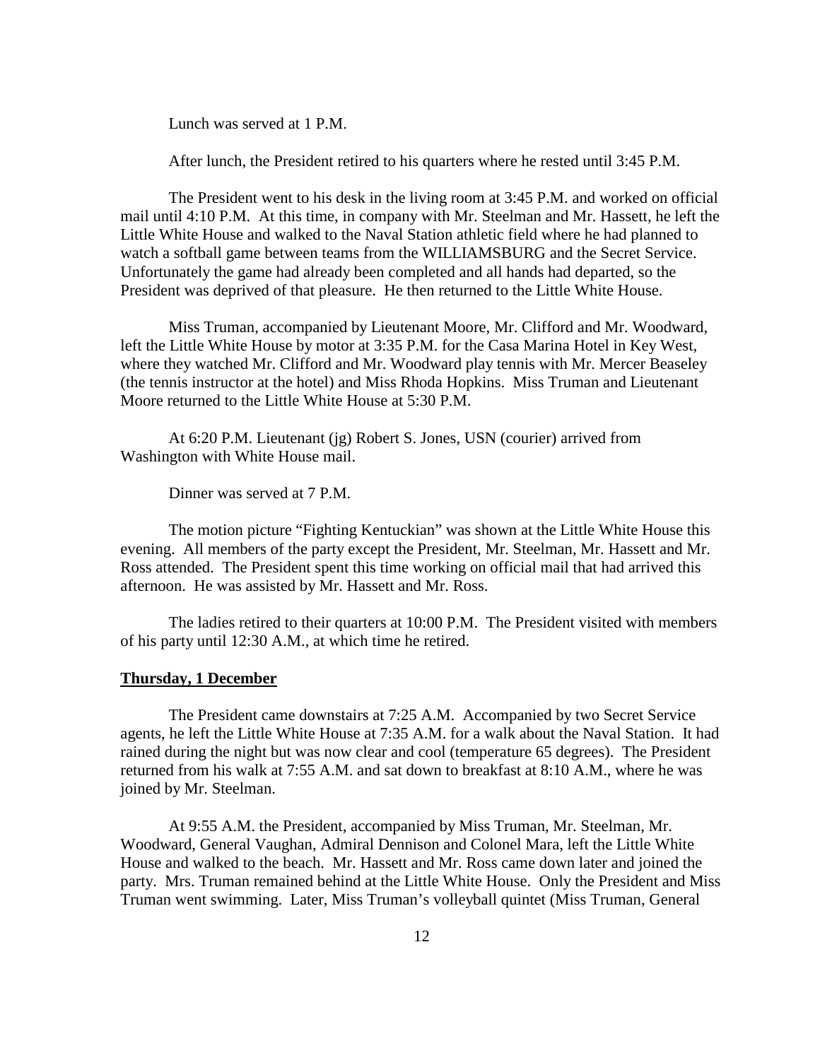Lunch was served at 1 P.M.

After lunch, the President retired to his quarters where he rested until 3:45 P.M.

The President went to his desk in the living room at 3:45 P.M. and worked on official mail until 4:10 P.M. At this time, in company with Mr. Steelman and Mr. Hassett, he left the Little White House and walked to the Naval Station athletic field where he had planned to watch a softball game between teams from the WILLIAMSBURG and the Secret Service. Unfortunately the game had already been completed and all hands had departed, so the President was deprived of that pleasure. He then returned to the Little White House.

Miss Truman, accompanied by Lieutenant Moore, Mr. Clifford and Mr. Woodward, left the Little White House by motor at 3:35 P.M. for the Casa Marina Hotel in Key West, where they watched Mr. Clifford and Mr. Woodward play tennis with Mr. Mercer Beaseley (the tennis instructor at the hotel) and Miss Rhoda Hopkins. Miss Truman and Lieutenant Moore returned to the Little White House at 5:30 P.M.

At 6:20 P.M. Lieutenant (jg) Robert S. Jones, USN (courier) arrived from Washington with White House mail.

Dinner was served at 7 P.M.

The motion picture "Fighting Kentuckian" was shown at the Little White House this evening. All members of the party except the President, Mr. Steelman, Mr. Hassett and Mr. Ross attended. The President spent this time working on official mail that had arrived this afternoon. He was assisted by Mr. Hassett and Mr. Ross.

The ladies retired to their quarters at 10:00 P.M. The President visited with members of his party until 12:30 A.M., at which time he retired.

**Thursday, 1 December**

The President came downstairs at 7:25 A.M. Accompanied by two Secret Service agents, he left the Little White House at 7:35 A.M. for a walk about the Naval Station. It had rained during the night but was now clear and cool (temperature 65 degrees). The President returned from his walk at 7:55 A.M. and sat down to breakfast at 8:10 A.M., where he was joined by Mr. Steelman.

At 9:55 A.M. the President, accompanied by Miss Truman, Mr. Steelman, Mr. Woodward, General Vaughan, Admiral Dennison and Colonel Mara, left the Little White House and walked to the beach. Mr. Hassett and Mr. Ross came down later and joined the party. Mrs. Truman remained behind at the Little White House. Only the President and Miss Truman went swimming. Later, Miss Truman's volleyball quintet (Miss Truman, General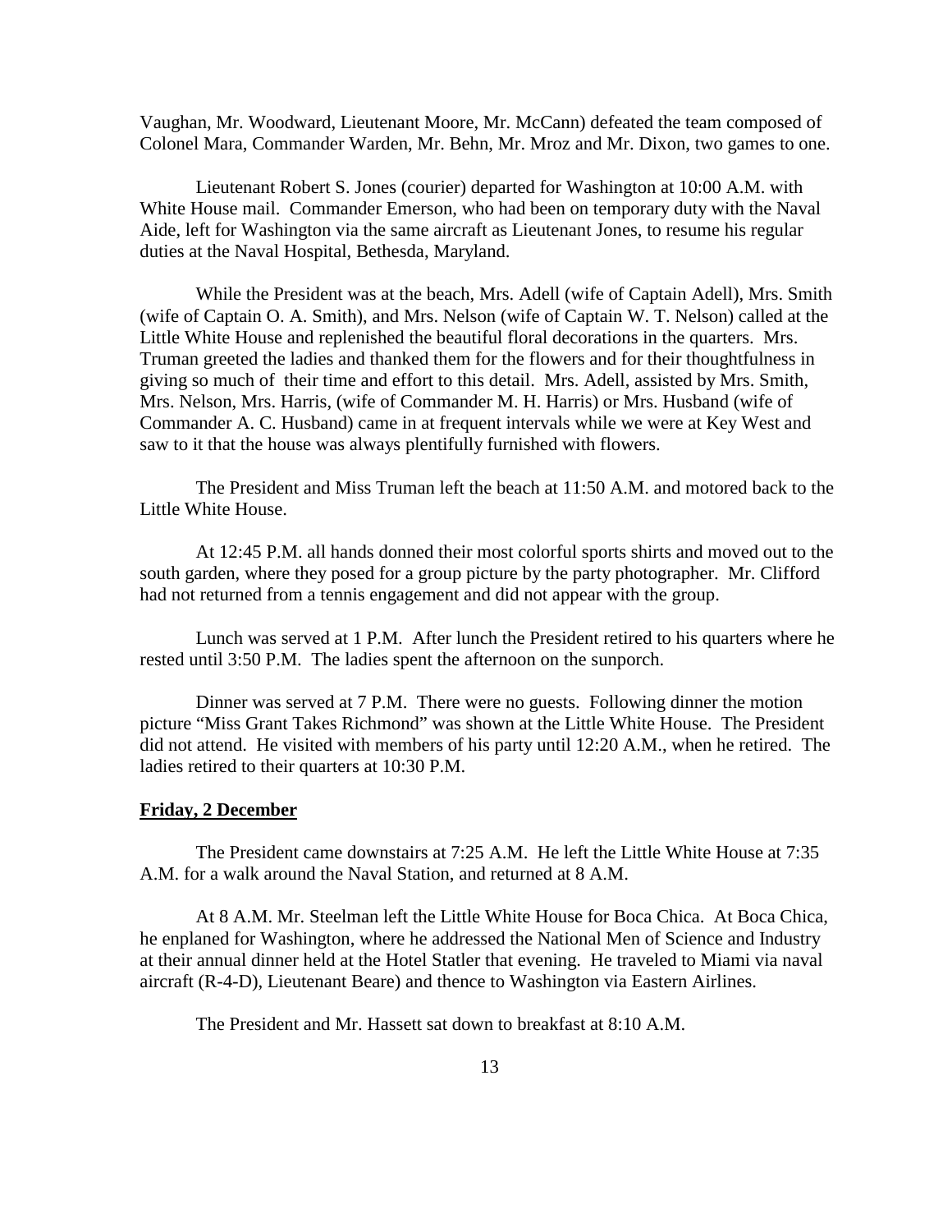Vaughan, Mr. Woodward, Lieutenant Moore, Mr. McCann) defeated the team composed of Colonel Mara, Commander Warden, Mr. Behn, Mr. Mroz and Mr. Dixon, two games to one.

Lieutenant Robert S. Jones (courier) departed for Washington at 10:00 A.M. with White House mail. Commander Emerson, who had been on temporary duty with the Naval Aide, left for Washington via the same aircraft as Lieutenant Jones, to resume his regular duties at the Naval Hospital, Bethesda, Maryland.

While the President was at the beach, Mrs. Adell (wife of Captain Adell), Mrs. Smith (wife of Captain O. A. Smith), and Mrs. Nelson (wife of Captain W. T. Nelson) called at the Little White House and replenished the beautiful floral decorations in the quarters. Mrs. Truman greeted the ladies and thanked them for the flowers and for their thoughtfulness in giving so much of their time and effort to this detail. Mrs. Adell, assisted by Mrs. Smith, Mrs. Nelson, Mrs. Harris, (wife of Commander M. H. Harris) or Mrs. Husband (wife of Commander A. C. Husband) came in at frequent intervals while we were at Key West and saw to it that the house was always plentifully furnished with flowers.

The President and Miss Truman left the beach at 11:50 A.M. and motored back to the Little White House.

At 12:45 P.M. all hands donned their most colorful sports shirts and moved out to the south garden, where they posed for a group picture by the party photographer. Mr. Clifford had not returned from a tennis engagement and did not appear with the group.

Lunch was served at 1 P.M. After lunch the President retired to his quarters where he rested until 3:50 P.M. The ladies spent the afternoon on the sunporch.

Dinner was served at 7 P.M. There were no guests. Following dinner the motion picture "Miss Grant Takes Richmond" was shown at the Little White House. The President did not attend. He visited with members of his party until 12:20 A.M., when he retired. The ladies retired to their quarters at 10:30 P.M.

**Friday, 2 December**

The President came downstairs at 7:25 A.M. He left the Little White House at 7:35 A.M. for a walk around the Naval Station, and returned at 8 A.M.

At 8 A.M. Mr. Steelman left the Little White House for Boca Chica. At Boca Chica, he enplaned for Washington, where he addressed the National Men of Science and Industry at their annual dinner held at the Hotel Statler that evening. He traveled to Miami via naval aircraft (R-4-D), Lieutenant Beare) and thence to Washington via Eastern Airlines.

The President and Mr. Hassett sat down to breakfast at 8:10 A.M.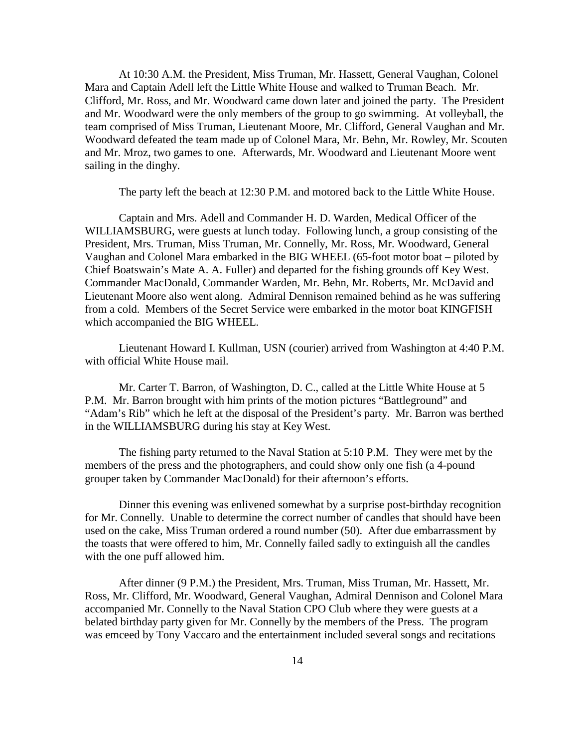At 10:30 A.M. the President, Miss Truman, Mr. Hassett, General Vaughan, Colonel Mara and Captain Adell left the Little White House and walked to Truman Beach. Mr. Clifford, Mr. Ross, and Mr. Woodward came down later and joined the party. The President and Mr. Woodward were the only members of the group to go swimming. At volleyball, the team comprised of Miss Truman, Lieutenant Moore, Mr. Clifford, General Vaughan and Mr. Woodward defeated the team made up of Colonel Mara, Mr. Behn, Mr. Rowley, Mr. Scouten and Mr. Mroz, two games to one. Afterwards, Mr. Woodward and Lieutenant Moore went sailing in the dinghy.

The party left the beach at 12:30 P.M. and motored back to the Little White House.

Captain and Mrs. Adell and Commander H. D. Warden, Medical Officer of the WILLIAMSBURG, were guests at lunch today. Following lunch, a group consisting of the President, Mrs. Truman, Miss Truman, Mr. Connelly, Mr. Ross, Mr. Woodward, General Vaughan and Colonel Mara embarked in the BIG WHEEL (65-foot motor boat – piloted by Chief Boatswain's Mate A. A. Fuller) and departed for the fishing grounds off Key West. Commander MacDonald, Commander Warden, Mr. Behn, Mr. Roberts, Mr. McDavid and Lieutenant Moore also went along. Admiral Dennison remained behind as he was suffering from a cold. Members of the Secret Service were embarked in the motor boat KINGFISH which accompanied the BIG WHEEL.

Lieutenant Howard I. Kullman, USN (courier) arrived from Washington at 4:40 P.M. with official White House mail.

Mr. Carter T. Barron, of Washington, D. C., called at the Little White House at 5 P.M. Mr. Barron brought with him prints of the motion pictures "Battleground" and "Adam's Rib" which he left at the disposal of the President's party. Mr. Barron was berthed in the WILLIAMSBURG during his stay at Key West.

The fishing party returned to the Naval Station at 5:10 P.M. They were met by the members of the press and the photographers, and could show only one fish (a 4-pound grouper taken by Commander MacDonald) for their afternoon's efforts.

Dinner this evening was enlivened somewhat by a surprise post-birthday recognition for Mr. Connelly. Unable to determine the correct number of candles that should have been used on the cake, Miss Truman ordered a round number (50). After due embarrassment by the toasts that were offered to him, Mr. Connelly failed sadly to extinguish all the candles with the one puff allowed him.

After dinner (9 P.M.) the President, Mrs. Truman, Miss Truman, Mr. Hassett, Mr. Ross, Mr. Clifford, Mr. Woodward, General Vaughan, Admiral Dennison and Colonel Mara accompanied Mr. Connelly to the Naval Station CPO Club where they were guests at a belated birthday party given for Mr. Connelly by the members of the Press. The program was emceed by Tony Vaccaro and the entertainment included several songs and recitations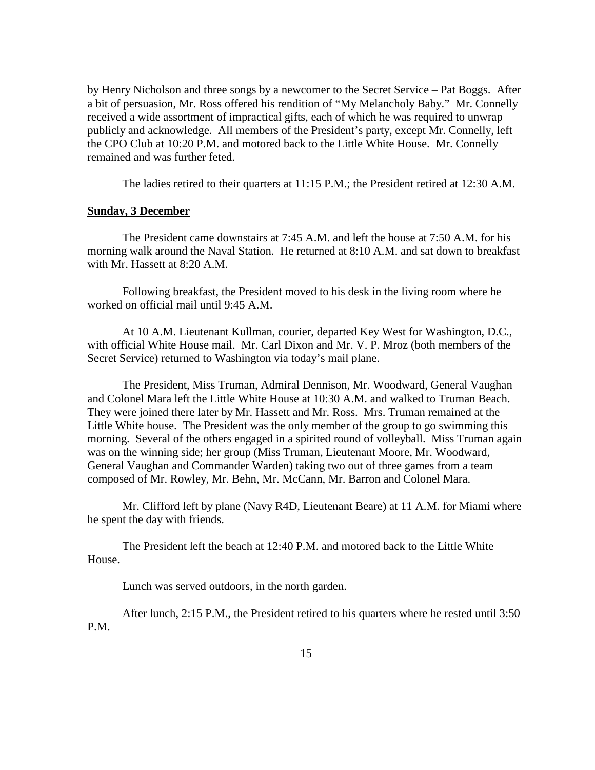by Henry Nicholson and three songs by a newcomer to the Secret Service – Pat Boggs. After a bit of persuasion, Mr. Ross offered his rendition of "My Melancholy Baby." Mr. Connelly received a wide assortment of impractical gifts, each of which he was required to unwrap publicly and acknowledge. All members of the President's party, except Mr. Connelly, left the CPO Club at 10:20 P.M. and motored back to the Little White House. Mr. Connelly remained and was further feted.

The ladies retired to their quarters at 11:15 P.M.; the President retired at 12:30 A.M.

**Sunday, 3 December**

The President came downstairs at 7:45 A.M. and left the house at 7:50 A.M. for his morning walk around the Naval Station. He returned at 8:10 A.M. and sat down to breakfast with Mr. Hassett at 8:20 A.M.

Following breakfast, the President moved to his desk in the living room where he worked on official mail until 9:45 A.M.

At 10 A.M. Lieutenant Kullman, courier, departed Key West for Washington, D.C., with official White House mail. Mr. Carl Dixon and Mr. V. P. Mroz (both members of the Secret Service) returned to Washington via today's mail plane.

The President, Miss Truman, Admiral Dennison, Mr. Woodward, General Vaughan and Colonel Mara left the Little White House at 10:30 A.M. and walked to Truman Beach. They were joined there later by Mr. Hassett and Mr. Ross. Mrs. Truman remained at the Little White house. The President was the only member of the group to go swimming this morning. Several of the others engaged in a spirited round of volleyball. Miss Truman again was on the winning side; her group (Miss Truman, Lieutenant Moore, Mr. Woodward, General Vaughan and Commander Warden) taking two out of three games from a team composed of Mr. Rowley, Mr. Behn, Mr. McCann, Mr. Barron and Colonel Mara.

Mr. Clifford left by plane (Navy R4D, Lieutenant Beare) at 11 A.M. for Miami where he spent the day with friends.

The President left the beach at 12:40 P.M. and motored back to the Little White House.

Lunch was served outdoors, in the north garden.

After lunch, 2:15 P.M., the President retired to his quarters where he rested until 3:50 P.M.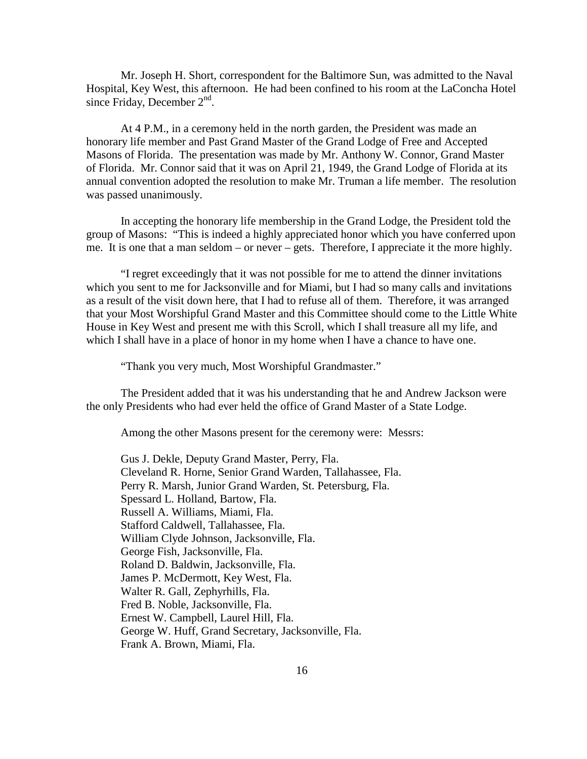Mr. Joseph H. Short, correspondent for the Baltimore Sun, was admitted to the Naval Hospital, Key West, this afternoon. He had been confined to his room at the LaConcha Hotel since Friday, December 2nd.

At 4 P.M., in a ceremony held in the north garden, the President was made an honorary life member and Past Grand Master of the Grand Lodge of Free and Accepted Masons of Florida. The presentation was made by Mr. Anthony W. Connor, Grand Master of Florida. Mr. Connor said that it was on April 21, 1949, the Grand Lodge of Florida at its annual convention adopted the resolution to make Mr. Truman a life member. The resolution was passed unanimously.

In accepting the honorary life membership in the Grand Lodge, the President told the group of Masons: "This is indeed a highly appreciated honor which you have conferred upon me. It is one that a man seldom – or never – gets. Therefore, I appreciate it the more highly.

"I regret exceedingly that it was not possible for me to attend the dinner invitations which you sent to me for Jacksonville and for Miami, but I had so many calls and invitations as a result of the visit down here, that I had to refuse all of them. Therefore, it was arranged that your Most Worshipful Grand Master and this Committee should come to the Little White House in Key West and present me with this Scroll, which I shall treasure all my life, and which I shall have in a place of honor in my home when I have a chance to have one.

"Thank you very much, Most Worshipful Grandmaster."

The President added that it was his understanding that he and Andrew Jackson were the only Presidents who had ever held the office of Grand Master of a State Lodge.

Among the other Masons present for the ceremony were: Messrs:

Gus J. Dekle, Deputy Grand Master, Perry, Fla.
Cleveland R. Horne, Senior Grand Warden, Tallahassee, Fla.
Perry R. Marsh, Junior Grand Warden, St. Petersburg, Fla.
Spessard L. Holland, Bartow, Fla.
Russell A. Williams, Miami, Fla.
Stafford Caldwell, Tallahassee, Fla.
William Clyde Johnson, Jacksonville, Fla.
George Fish, Jacksonville, Fla.
Roland D. Baldwin, Jacksonville, Fla.
James P. McDermott, Key West, Fla.
Walter R. Gall, Zephyrhills, Fla.
Fred B. Noble, Jacksonville, Fla.
Ernest W. Campbell, Laurel Hill, Fla.
George W. Huff, Grand Secretary, Jacksonville, Fla.
Frank A. Brown, Miami, Fla.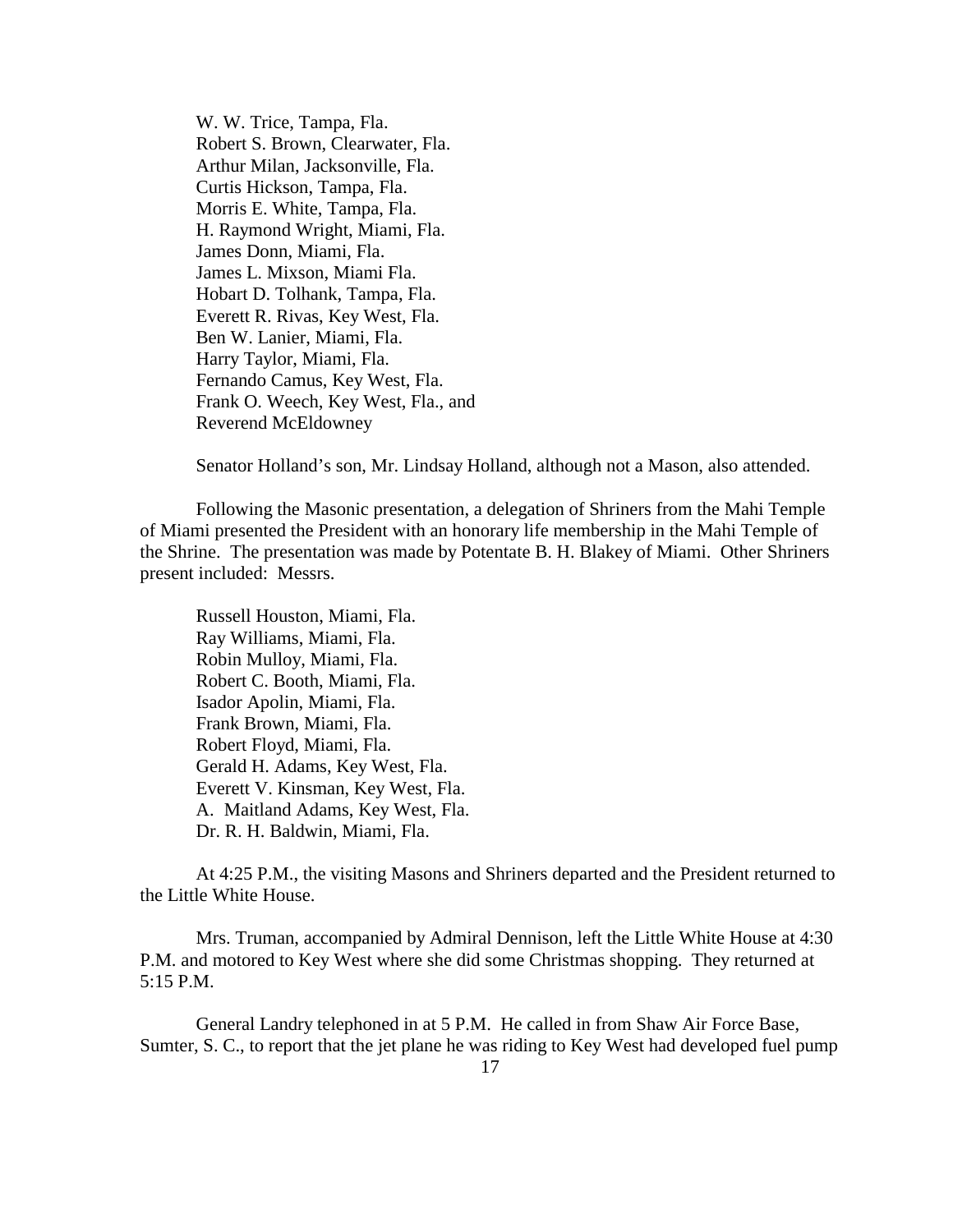W. W. Trice, Tampa, Fla.  
Robert S. Brown, Clearwater, Fla.  
Arthur Milan, Jacksonville, Fla.  
Curtis Hickson, Tampa, Fla.  
Morris E. White, Tampa, Fla.  
H. Raymond Wright, Miami, Fla.  
James Donn, Miami, Fla.  
James L. Mixson, Miami Fla.  
Hobart D. Tolhank, Tampa, Fla.  
Everett R. Rivas, Key West, Fla.  
Ben W. Lanier, Miami, Fla.  
Harry Taylor, Miami, Fla.  
Fernando Camus, Key West, Fla.  
Frank O. Weech, Key West, Fla., and  
Reverend McEldowney

Senator Holland's son, Mr. Lindsay Holland, although not a Mason, also attended.

Following the Masonic presentation, a delegation of Shriners from the Mahi Temple of Miami presented the President with an honorary life membership in the Mahi Temple of the Shrine. The presentation was made by Potentate B. H. Blakey of Miami. Other Shriners present included: Messrs.

Russell Houston, Miami, Fla.  
Ray Williams, Miami, Fla.  
Robin Mulloy, Miami, Fla.  
Robert C. Booth, Miami, Fla.  
Isador Apolin, Miami, Fla.  
Frank Brown, Miami, Fla.  
Robert Floyd, Miami, Fla.  
Gerald H. Adams, Key West, Fla.  
Everett V. Kinsman, Key West, Fla.  
A. Maitland Adams, Key West, Fla.  
Dr. R. H. Baldwin, Miami, Fla.

At 4:25 P.M., the visiting Masons and Shriners departed and the President returned to the Little White House.

Mrs. Truman, accompanied by Admiral Dennison, left the Little White House at 4:30 P.M. and motored to Key West where she did some Christmas shopping. They returned at 5:15 P.M.

General Landry telephoned in at 5 P.M. He called in from Shaw Air Force Base, Sumter, S. C., to report that the jet plane he was riding to Key West had developed fuel pump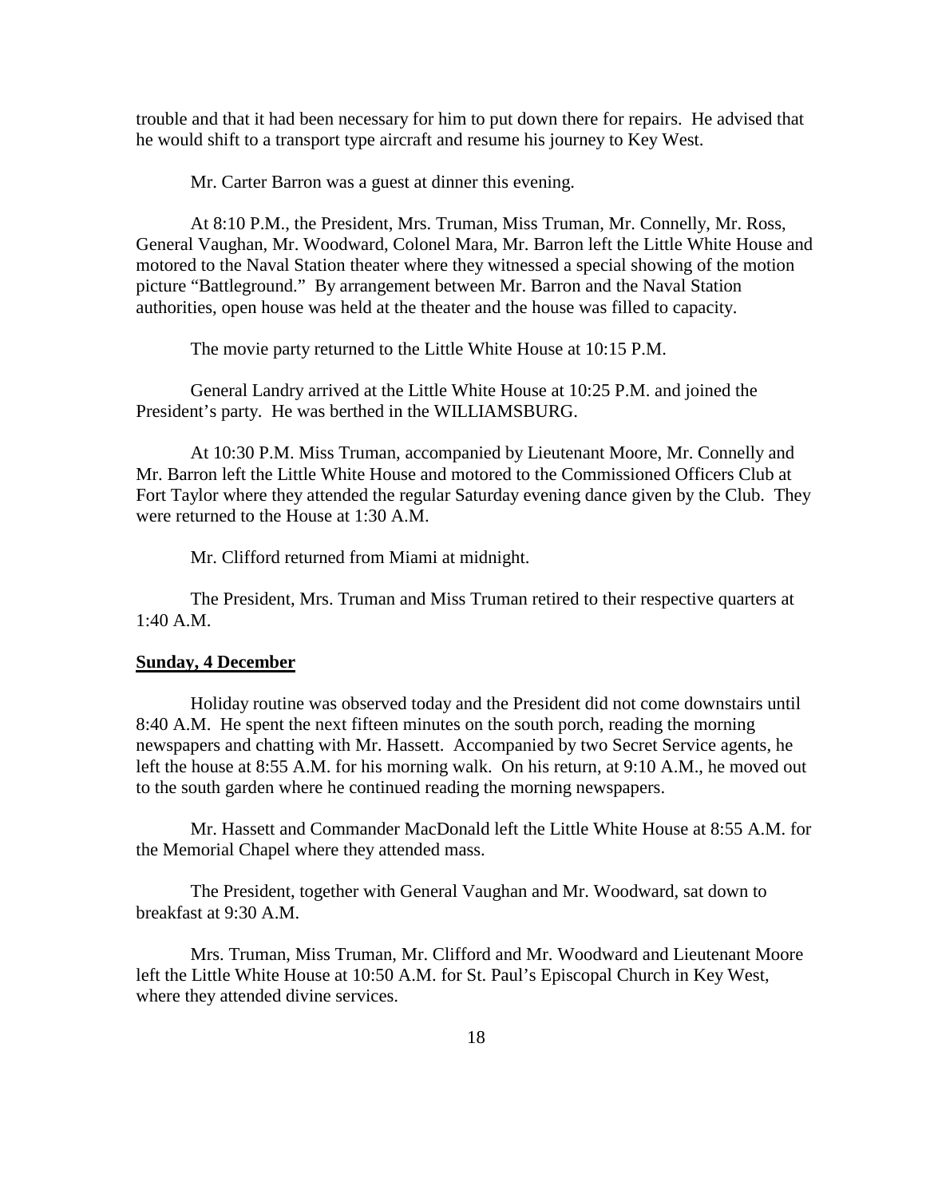trouble and that it had been necessary for him to put down there for repairs. He advised that he would shift to a transport type aircraft and resume his journey to Key West.

Mr. Carter Barron was a guest at dinner this evening.

At 8:10 P.M., the President, Mrs. Truman, Miss Truman, Mr. Connelly, Mr. Ross, General Vaughan, Mr. Woodward, Colonel Mara, Mr. Barron left the Little White House and motored to the Naval Station theater where they witnessed a special showing of the motion picture "Battleground." By arrangement between Mr. Barron and the Naval Station authorities, open house was held at the theater and the house was filled to capacity.

The movie party returned to the Little White House at 10:15 P.M.

General Landry arrived at the Little White House at 10:25 P.M. and joined the President's party. He was berthed in the WILLIAMSBURG.

At 10:30 P.M. Miss Truman, accompanied by Lieutenant Moore, Mr. Connelly and Mr. Barron left the Little White House and motored to the Commissioned Officers Club at Fort Taylor where they attended the regular Saturday evening dance given by the Club. They were returned to the House at 1:30 A.M.

Mr. Clifford returned from Miami at midnight.

The President, Mrs. Truman and Miss Truman retired to their respective quarters at 1:40 A.M.

**Sunday, 4 December**

Holiday routine was observed today and the President did not come downstairs until 8:40 A.M. He spent the next fifteen minutes on the south porch, reading the morning newspapers and chatting with Mr. Hassett. Accompanied by two Secret Service agents, he left the house at 8:55 A.M. for his morning walk. On his return, at 9:10 A.M., he moved out to the south garden where he continued reading the morning newspapers.

Mr. Hassett and Commander MacDonald left the Little White House at 8:55 A.M. for the Memorial Chapel where they attended mass.

The President, together with General Vaughan and Mr. Woodward, sat down to breakfast at 9:30 A.M.

Mrs. Truman, Miss Truman, Mr. Clifford and Mr. Woodward and Lieutenant Moore left the Little White House at 10:50 A.M. for St. Paul's Episcopal Church in Key West, where they attended divine services.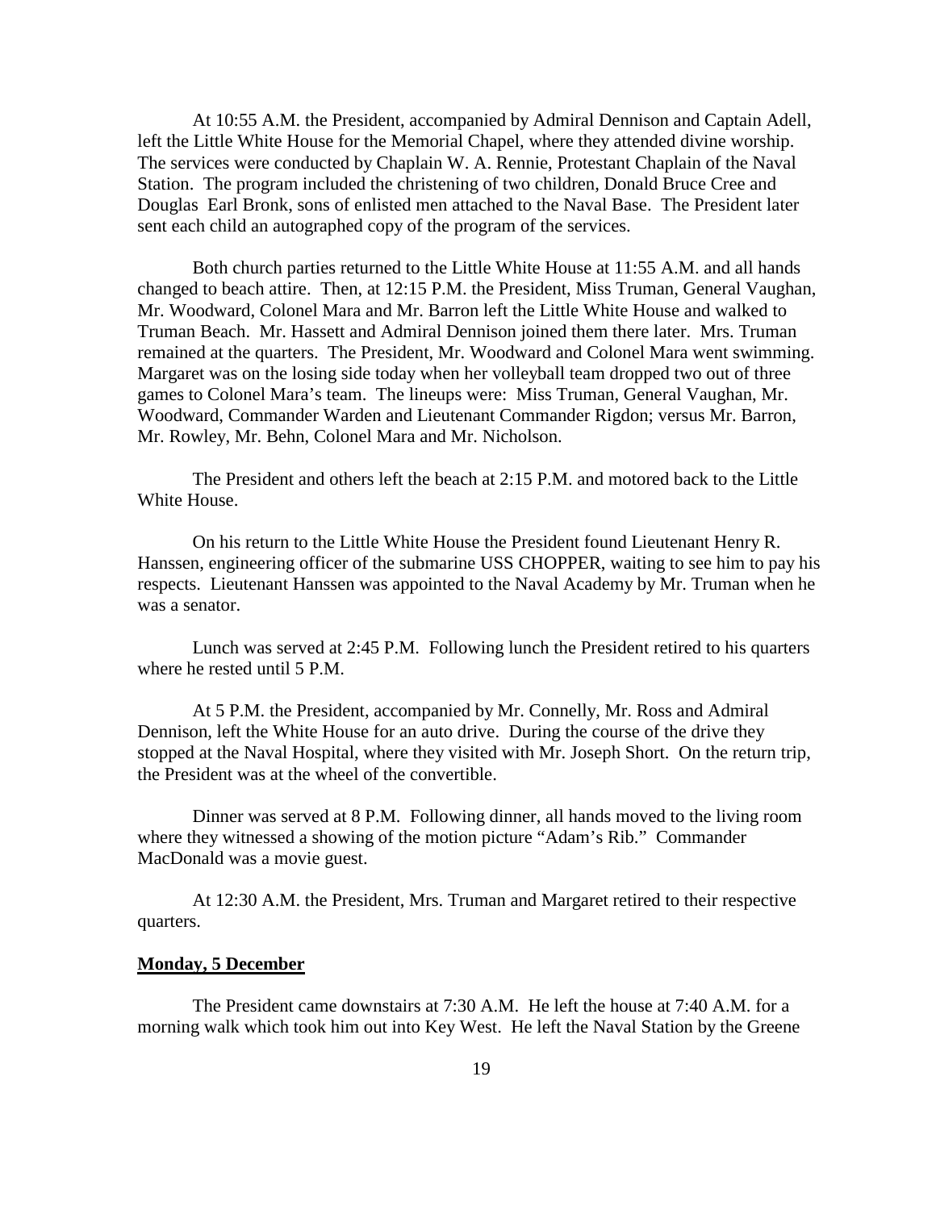At 10:55 A.M. the President, accompanied by Admiral Dennison and Captain Adell, left the Little White House for the Memorial Chapel, where they attended divine worship. The services were conducted by Chaplain W. A. Rennie, Protestant Chaplain of the Naval Station. The program included the christening of two children, Donald Bruce Cree and Douglas Earl Bronk, sons of enlisted men attached to the Naval Base. The President later sent each child an autographed copy of the program of the services.

Both church parties returned to the Little White House at 11:55 A.M. and all hands changed to beach attire. Then, at 12:15 P.M. the President, Miss Truman, General Vaughan, Mr. Woodward, Colonel Mara and Mr. Barron left the Little White House and walked to Truman Beach. Mr. Hassett and Admiral Dennison joined them there later. Mrs. Truman remained at the quarters. The President, Mr. Woodward and Colonel Mara went swimming. Margaret was on the losing side today when her volleyball team dropped two out of three games to Colonel Mara's team. The lineups were: Miss Truman, General Vaughan, Mr. Woodward, Commander Warden and Lieutenant Commander Rigdon; versus Mr. Barron, Mr. Rowley, Mr. Behn, Colonel Mara and Mr. Nicholson.

The President and others left the beach at 2:15 P.M. and motored back to the Little White House.

On his return to the Little White House the President found Lieutenant Henry R. Hanssen, engineering officer of the submarine USS CHOPPER, waiting to see him to pay his respects. Lieutenant Hanssen was appointed to the Naval Academy by Mr. Truman when he was a senator.

Lunch was served at 2:45 P.M. Following lunch the President retired to his quarters where he rested until 5 P.M.

At 5 P.M. the President, accompanied by Mr. Connelly, Mr. Ross and Admiral Dennison, left the White House for an auto drive. During the course of the drive they stopped at the Naval Hospital, where they visited with Mr. Joseph Short. On the return trip, the President was at the wheel of the convertible.

Dinner was served at 8 P.M. Following dinner, all hands moved to the living room where they witnessed a showing of the motion picture "Adam's Rib." Commander MacDonald was a movie guest.

At 12:30 A.M. the President, Mrs. Truman and Margaret retired to their respective quarters.

**Monday, 5 December**

The President came downstairs at 7:30 A.M. He left the house at 7:40 A.M. for a morning walk which took him out into Key West. He left the Naval Station by the Greene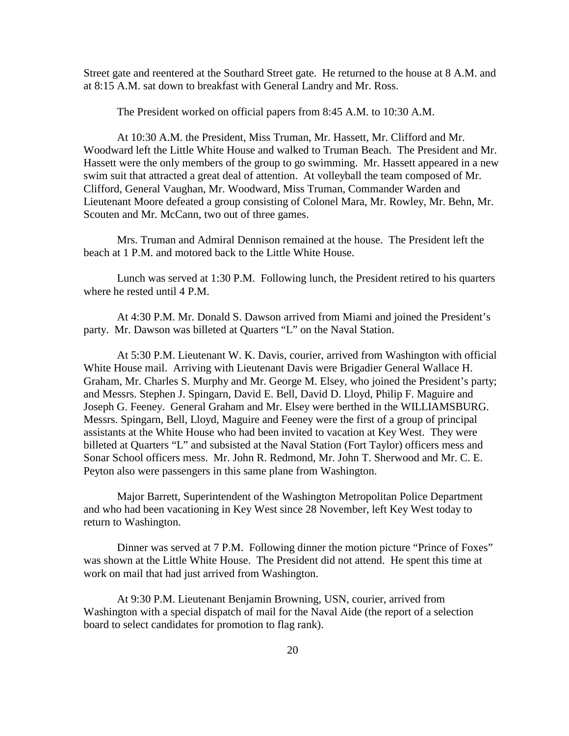Street gate and reentered at the Southard Street gate. He returned to the house at 8 A.M. and at 8:15 A.M. sat down to breakfast with General Landry and Mr. Ross.

The President worked on official papers from 8:45 A.M. to 10:30 A.M.

At 10:30 A.M. the President, Miss Truman, Mr. Hassett, Mr. Clifford and Mr. Woodward left the Little White House and walked to Truman Beach. The President and Mr. Hassett were the only members of the group to go swimming. Mr. Hassett appeared in a new swim suit that attracted a great deal of attention. At volleyball the team composed of Mr. Clifford, General Vaughan, Mr. Woodward, Miss Truman, Commander Warden and Lieutenant Moore defeated a group consisting of Colonel Mara, Mr. Rowley, Mr. Behn, Mr. Scouten and Mr. McCann, two out of three games.

Mrs. Truman and Admiral Dennison remained at the house. The President left the beach at 1 P.M. and motored back to the Little White House.

Lunch was served at 1:30 P.M. Following lunch, the President retired to his quarters where he rested until 4 P.M.

At 4:30 P.M. Mr. Donald S. Dawson arrived from Miami and joined the President's party. Mr. Dawson was billeted at Quarters "L" on the Naval Station.

At 5:30 P.M. Lieutenant W. K. Davis, courier, arrived from Washington with official White House mail. Arriving with Lieutenant Davis were Brigadier General Wallace H. Graham, Mr. Charles S. Murphy and Mr. George M. Elsey, who joined the President's party; and Messrs. Stephen J. Spingarn, David E. Bell, David D. Lloyd, Philip F. Maguire and Joseph G. Feeney. General Graham and Mr. Elsey were berthed in the WILLIAMSBURG. Messrs. Spingarn, Bell, Lloyd, Maguire and Feeney were the first of a group of principal assistants at the White House who had been invited to vacation at Key West. They were billeted at Quarters "L" and subsisted at the Naval Station (Fort Taylor) officers mess and Sonar School officers mess. Mr. John R. Redmond, Mr. John T. Sherwood and Mr. C. E. Peyton also were passengers in this same plane from Washington.

Major Barrett, Superintendent of the Washington Metropolitan Police Department and who had been vacationing in Key West since 28 November, left Key West today to return to Washington.

Dinner was served at 7 P.M. Following dinner the motion picture "Prince of Foxes" was shown at the Little White House. The President did not attend. He spent this time at work on mail that had just arrived from Washington.

At 9:30 P.M. Lieutenant Benjamin Browning, USN, courier, arrived from Washington with a special dispatch of mail for the Naval Aide (the report of a selection board to select candidates for promotion to flag rank).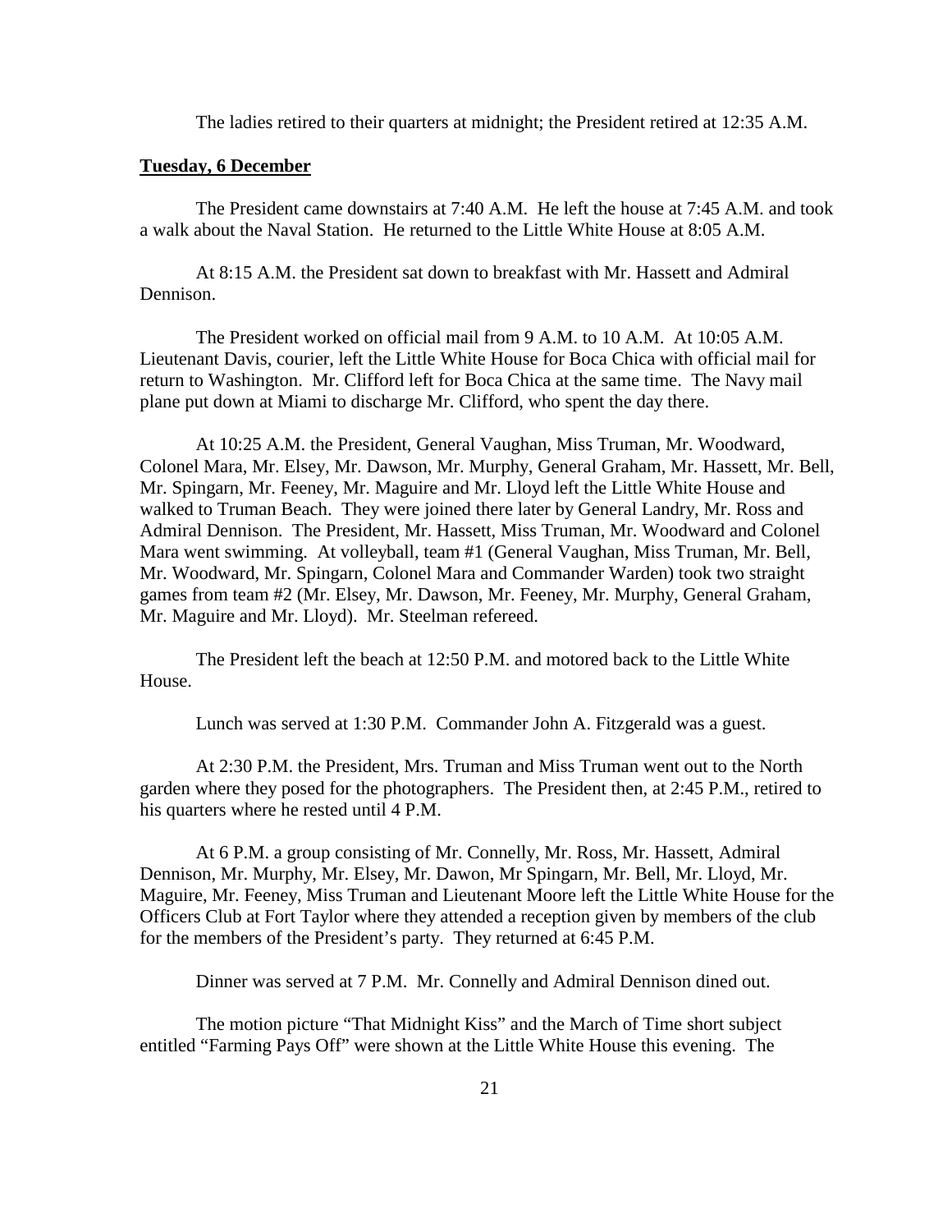The ladies retired to their quarters at midnight; the President retired at 12:35 A.M.

**Tuesday, 6 December**

The President came downstairs at 7:40 A.M. He left the house at 7:45 A.M. and took a walk about the Naval Station. He returned to the Little White House at 8:05 A.M.

At 8:15 A.M. the President sat down to breakfast with Mr. Hassett and Admiral Dennison.

The President worked on official mail from 9 A.M. to 10 A.M. At 10:05 A.M. Lieutenant Davis, courier, left the Little White House for Boca Chica with official mail for return to Washington. Mr. Clifford left for Boca Chica at the same time. The Navy mail plane put down at Miami to discharge Mr. Clifford, who spent the day there.

At 10:25 A.M. the President, General Vaughan, Miss Truman, Mr. Woodward, Colonel Mara, Mr. Elsey, Mr. Dawson, Mr. Murphy, General Graham, Mr. Hassett, Mr. Bell, Mr. Spingarn, Mr. Feeney, Mr. Maguire and Mr. Lloyd left the Little White House and walked to Truman Beach. They were joined there later by General Landry, Mr. Ross and Admiral Dennison. The President, Mr. Hassett, Miss Truman, Mr. Woodward and Colonel Mara went swimming. At volleyball, team #1 (General Vaughan, Miss Truman, Mr. Bell, Mr. Woodward, Mr. Spingarn, Colonel Mara and Commander Warden) took two straight games from team #2 (Mr. Elsey, Mr. Dawson, Mr. Feeney, Mr. Murphy, General Graham, Mr. Maguire and Mr. Lloyd). Mr. Steelman refereed.

The President left the beach at 12:50 P.M. and motored back to the Little White House.

Lunch was served at 1:30 P.M. Commander John A. Fitzgerald was a guest.

At 2:30 P.M. the President, Mrs. Truman and Miss Truman went out to the North garden where they posed for the photographers. The President then, at 2:45 P.M., retired to his quarters where he rested until 4 P.M.

At 6 P.M. a group consisting of Mr. Connelly, Mr. Ross, Mr. Hassett, Admiral Dennison, Mr. Murphy, Mr. Elsey, Mr. Dawon, Mr Spingarn, Mr. Bell, Mr. Lloyd, Mr. Maguire, Mr. Feeney, Miss Truman and Lieutenant Moore left the Little White House for the Officers Club at Fort Taylor where they attended a reception given by members of the club for the members of the President's party. They returned at 6:45 P.M.

Dinner was served at 7 P.M. Mr. Connelly and Admiral Dennison dined out.

The motion picture "That Midnight Kiss" and the March of Time short subject entitled "Farming Pays Off" were shown at the Little White House this evening. The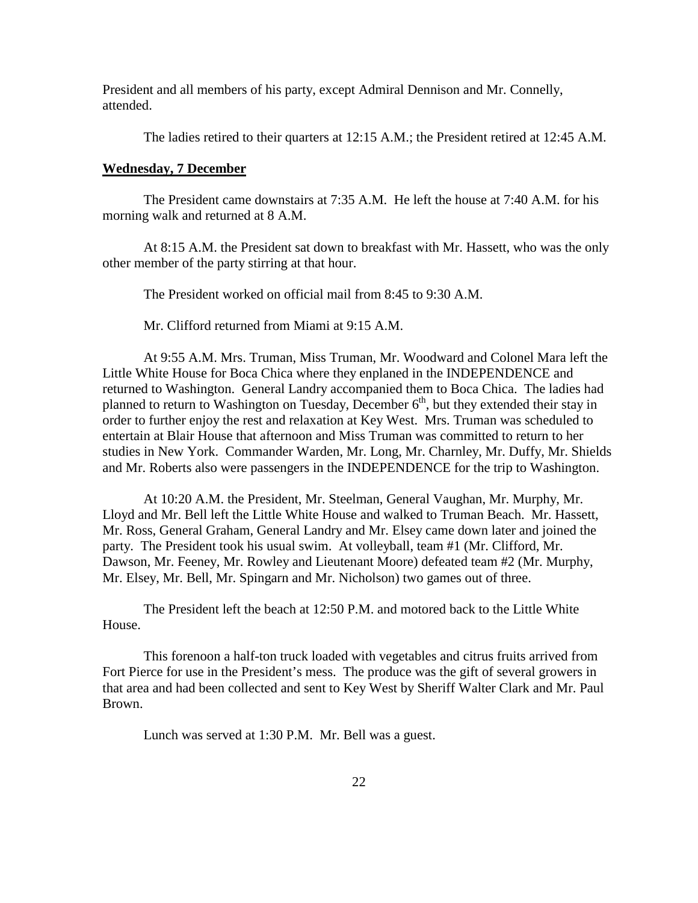President and all members of his party, except Admiral Dennison and Mr. Connelly, attended.

The ladies retired to their quarters at 12:15 A.M.; the President retired at 12:45 A.M.

**Wednesday, 7 December**

The President came downstairs at 7:35 A.M. He left the house at 7:40 A.M. for his morning walk and returned at 8 A.M.

At 8:15 A.M. the President sat down to breakfast with Mr. Hassett, who was the only other member of the party stirring at that hour.

The President worked on official mail from 8:45 to 9:30 A.M.

Mr. Clifford returned from Miami at 9:15 A.M.

At 9:55 A.M. Mrs. Truman, Miss Truman, Mr. Woodward and Colonel Mara left the Little White House for Boca Chica where they enplaned in the INDEPENDENCE and returned to Washington. General Landry accompanied them to Boca Chica. The ladies had planned to return to Washington on Tuesday, December 6th, but they extended their stay in order to further enjoy the rest and relaxation at Key West. Mrs. Truman was scheduled to entertain at Blair House that afternoon and Miss Truman was committed to return to her studies in New York. Commander Warden, Mr. Long, Mr. Charnley, Mr. Duffy, Mr. Shields and Mr. Roberts also were passengers in the INDEPENDENCE for the trip to Washington.

At 10:20 A.M. the President, Mr. Steelman, General Vaughan, Mr. Murphy, Mr. Lloyd and Mr. Bell left the Little White House and walked to Truman Beach. Mr. Hassett, Mr. Ross, General Graham, General Landry and Mr. Elsey came down later and joined the party. The President took his usual swim. At volleyball, team #1 (Mr. Clifford, Mr. Dawson, Mr. Feeney, Mr. Rowley and Lieutenant Moore) defeated team #2 (Mr. Murphy, Mr. Elsey, Mr. Bell, Mr. Spingarn and Mr. Nicholson) two games out of three.

The President left the beach at 12:50 P.M. and motored back to the Little White House.

This forenoon a half-ton truck loaded with vegetables and citrus fruits arrived from Fort Pierce for use in the President's mess. The produce was the gift of several growers in that area and had been collected and sent to Key West by Sheriff Walter Clark and Mr. Paul Brown.

Lunch was served at 1:30 P.M. Mr. Bell was a guest.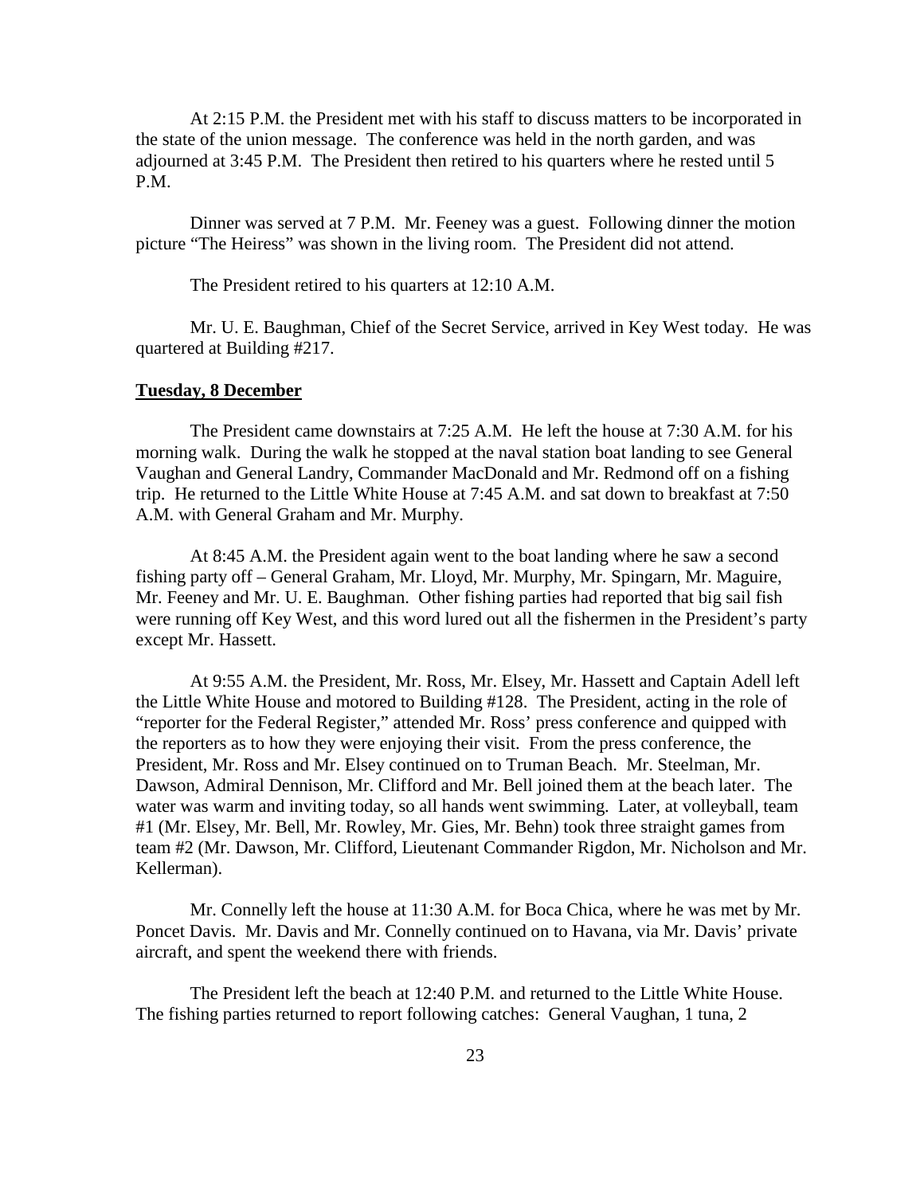At 2:15 P.M. the President met with his staff to discuss matters to be incorporated in the state of the union message. The conference was held in the north garden, and was adjourned at 3:45 P.M. The President then retired to his quarters where he rested until 5 P.M.

Dinner was served at 7 P.M. Mr. Feeney was a guest. Following dinner the motion picture "The Heiress" was shown in the living room. The President did not attend.

The President retired to his quarters at 12:10 A.M.

Mr. U. E. Baughman, Chief of the Secret Service, arrived in Key West today. He was quartered at Building #217.

**Tuesday, 8 December**

The President came downstairs at 7:25 A.M. He left the house at 7:30 A.M. for his morning walk. During the walk he stopped at the naval station boat landing to see General Vaughan and General Landry, Commander MacDonald and Mr. Redmond off on a fishing trip. He returned to the Little White House at 7:45 A.M. and sat down to breakfast at 7:50 A.M. with General Graham and Mr. Murphy.

At 8:45 A.M. the President again went to the boat landing where he saw a second fishing party off – General Graham, Mr. Lloyd, Mr. Murphy, Mr. Spingarn, Mr. Maguire, Mr. Feeney and Mr. U. E. Baughman. Other fishing parties had reported that big sail fish were running off Key West, and this word lured out all the fishermen in the President's party except Mr. Hassett.

At 9:55 A.M. the President, Mr. Ross, Mr. Elsey, Mr. Hassett and Captain Adell left the Little White House and motored to Building #128. The President, acting in the role of "reporter for the Federal Register," attended Mr. Ross' press conference and quipped with the reporters as to how they were enjoying their visit. From the press conference, the President, Mr. Ross and Mr. Elsey continued on to Truman Beach. Mr. Steelman, Mr. Dawson, Admiral Dennison, Mr. Clifford and Mr. Bell joined them at the beach later. The water was warm and inviting today, so all hands went swimming. Later, at volleyball, team #1 (Mr. Elsey, Mr. Bell, Mr. Rowley, Mr. Gies, Mr. Behn) took three straight games from team #2 (Mr. Dawson, Mr. Clifford, Lieutenant Commander Rigdon, Mr. Nicholson and Mr. Kellerman).

Mr. Connelly left the house at 11:30 A.M. for Boca Chica, where he was met by Mr. Poncet Davis. Mr. Davis and Mr. Connelly continued on to Havana, via Mr. Davis' private aircraft, and spent the weekend there with friends.

The President left the beach at 12:40 P.M. and returned to the Little White House. The fishing parties returned to report following catches: General Vaughan, 1 tuna, 2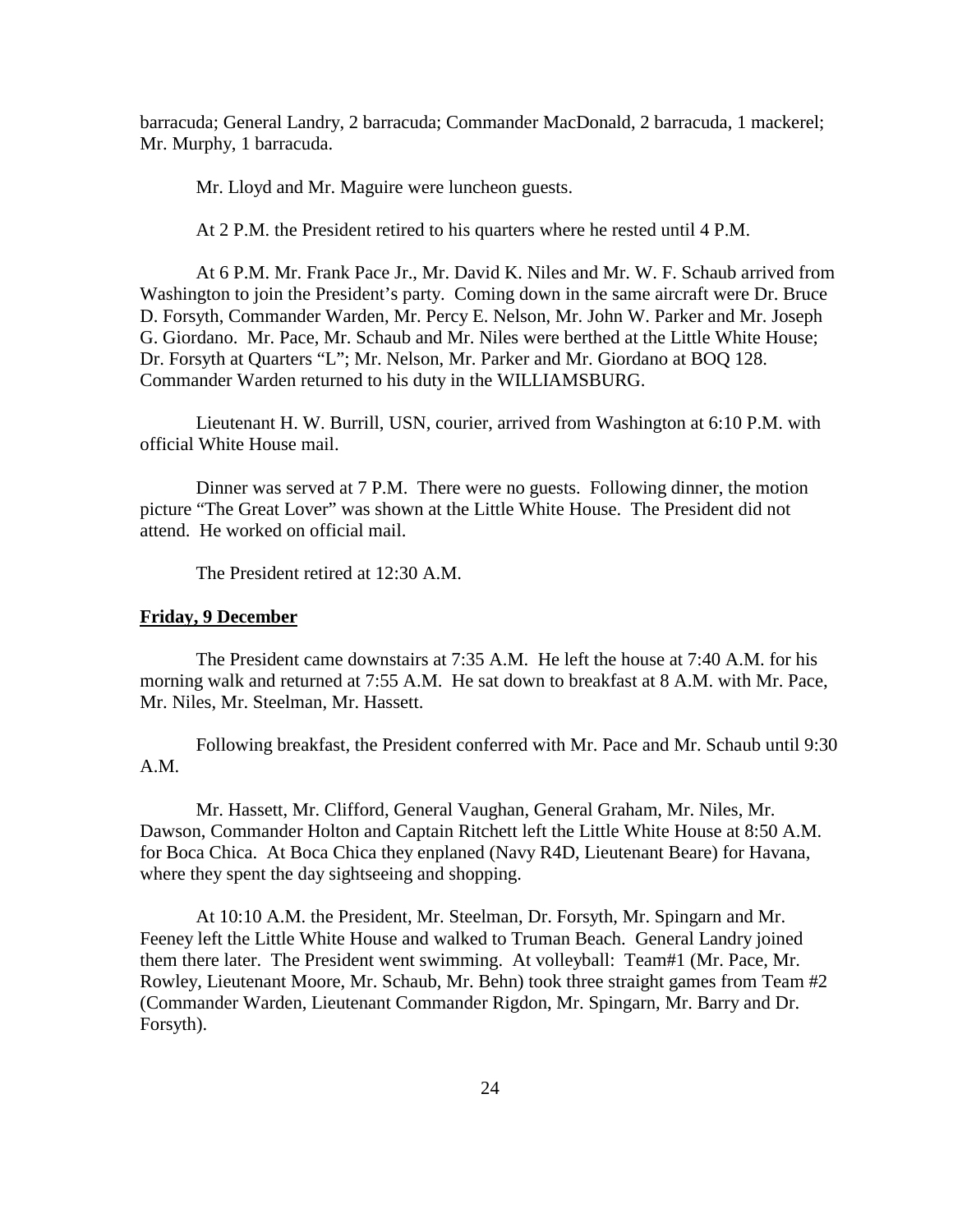barracuda; General Landry, 2 barracuda; Commander MacDonald, 2 barracuda, 1 mackerel; Mr. Murphy, 1 barracuda.

Mr. Lloyd and Mr. Maguire were luncheon guests.

At 2 P.M. the President retired to his quarters where he rested until 4 P.M.

At 6 P.M. Mr. Frank Pace Jr., Mr. David K. Niles and Mr. W. F. Schaub arrived from Washington to join the President's party. Coming down in the same aircraft were Dr. Bruce D. Forsyth, Commander Warden, Mr. Percy E. Nelson, Mr. John W. Parker and Mr. Joseph G. Giordano. Mr. Pace, Mr. Schaub and Mr. Niles were berthed at the Little White House; Dr. Forsyth at Quarters "L"; Mr. Nelson, Mr. Parker and Mr. Giordano at BOQ 128. Commander Warden returned to his duty in the WILLIAMSBURG.

Lieutenant H. W. Burrill, USN, courier, arrived from Washington at 6:10 P.M. with official White House mail.

Dinner was served at 7 P.M. There were no guests. Following dinner, the motion picture "The Great Lover" was shown at the Little White House. The President did not attend. He worked on official mail.

The President retired at 12:30 A.M.

**Friday, 9 December**

The President came downstairs at 7:35 A.M. He left the house at 7:40 A.M. for his morning walk and returned at 7:55 A.M. He sat down to breakfast at 8 A.M. with Mr. Pace, Mr. Niles, Mr. Steelman, Mr. Hassett.

Following breakfast, the President conferred with Mr. Pace and Mr. Schaub until 9:30 A.M.

Mr. Hassett, Mr. Clifford, General Vaughan, General Graham, Mr. Niles, Mr. Dawson, Commander Holton and Captain Ritchett left the Little White House at 8:50 A.M. for Boca Chica. At Boca Chica they enplaned (Navy R4D, Lieutenant Beare) for Havana, where they spent the day sightseeing and shopping.

At 10:10 A.M. the President, Mr. Steelman, Dr. Forsyth, Mr. Spingarn and Mr. Feeney left the Little White House and walked to Truman Beach. General Landry joined them there later. The President went swimming. At volleyball: Team#1 (Mr. Pace, Mr. Rowley, Lieutenant Moore, Mr. Schaub, Mr. Behn) took three straight games from Team #2 (Commander Warden, Lieutenant Commander Rigdon, Mr. Spingarn, Mr. Barry and Dr. Forsyth).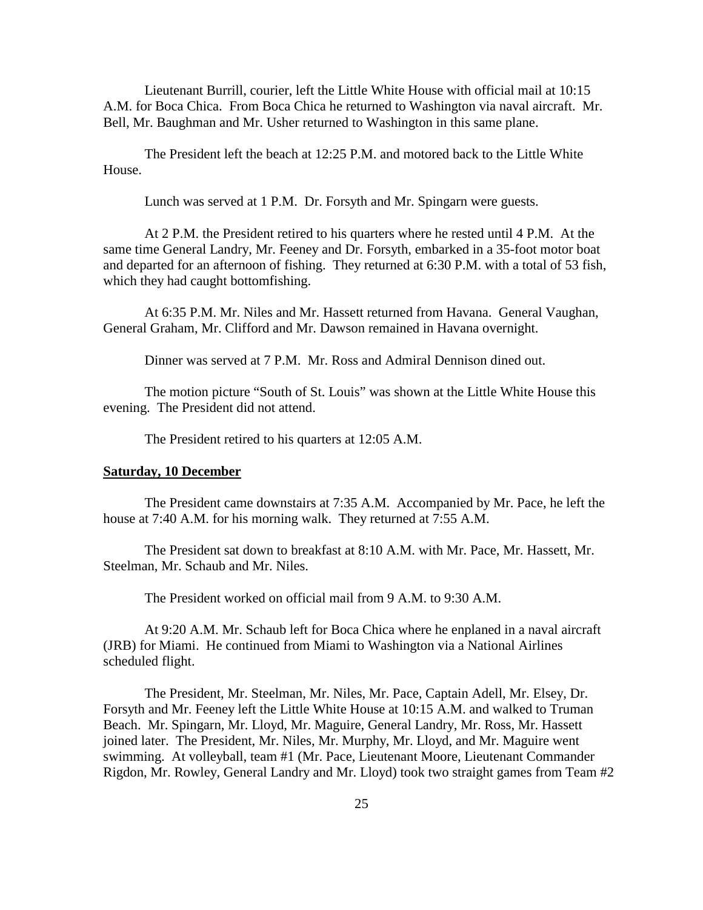Lieutenant Burrill, courier, left the Little White House with official mail at 10:15 A.M. for Boca Chica. From Boca Chica he returned to Washington via naval aircraft. Mr. Bell, Mr. Baughman and Mr. Usher returned to Washington in this same plane.

The President left the beach at 12:25 P.M. and motored back to the Little White House.

Lunch was served at 1 P.M. Dr. Forsyth and Mr. Spingarn were guests.

At 2 P.M. the President retired to his quarters where he rested until 4 P.M. At the same time General Landry, Mr. Feeney and Dr. Forsyth, embarked in a 35-foot motor boat and departed for an afternoon of fishing. They returned at 6:30 P.M. with a total of 53 fish, which they had caught bottomfishing.

At 6:35 P.M. Mr. Niles and Mr. Hassett returned from Havana. General Vaughan, General Graham, Mr. Clifford and Mr. Dawson remained in Havana overnight.

Dinner was served at 7 P.M. Mr. Ross and Admiral Dennison dined out.

The motion picture "South of St. Louis" was shown at the Little White House this evening. The President did not attend.

The President retired to his quarters at 12:05 A.M.

**Saturday, 10 December**

The President came downstairs at 7:35 A.M. Accompanied by Mr. Pace, he left the house at 7:40 A.M. for his morning walk. They returned at 7:55 A.M.

The President sat down to breakfast at 8:10 A.M. with Mr. Pace, Mr. Hassett, Mr. Steelman, Mr. Schaub and Mr. Niles.

The President worked on official mail from 9 A.M. to 9:30 A.M.

At 9:20 A.M. Mr. Schaub left for Boca Chica where he enplaned in a naval aircraft (JRB) for Miami. He continued from Miami to Washington via a National Airlines scheduled flight.

The President, Mr. Steelman, Mr. Niles, Mr. Pace, Captain Adell, Mr. Elsey, Dr. Forsyth and Mr. Feeney left the Little White House at 10:15 A.M. and walked to Truman Beach. Mr. Spingarn, Mr. Lloyd, Mr. Maguire, General Landry, Mr. Ross, Mr. Hassett joined later. The President, Mr. Niles, Mr. Murphy, Mr. Lloyd, and Mr. Maguire went swimming. At volleyball, team #1 (Mr. Pace, Lieutenant Moore, Lieutenant Commander Rigdon, Mr. Rowley, General Landry and Mr. Lloyd) took two straight games from Team #2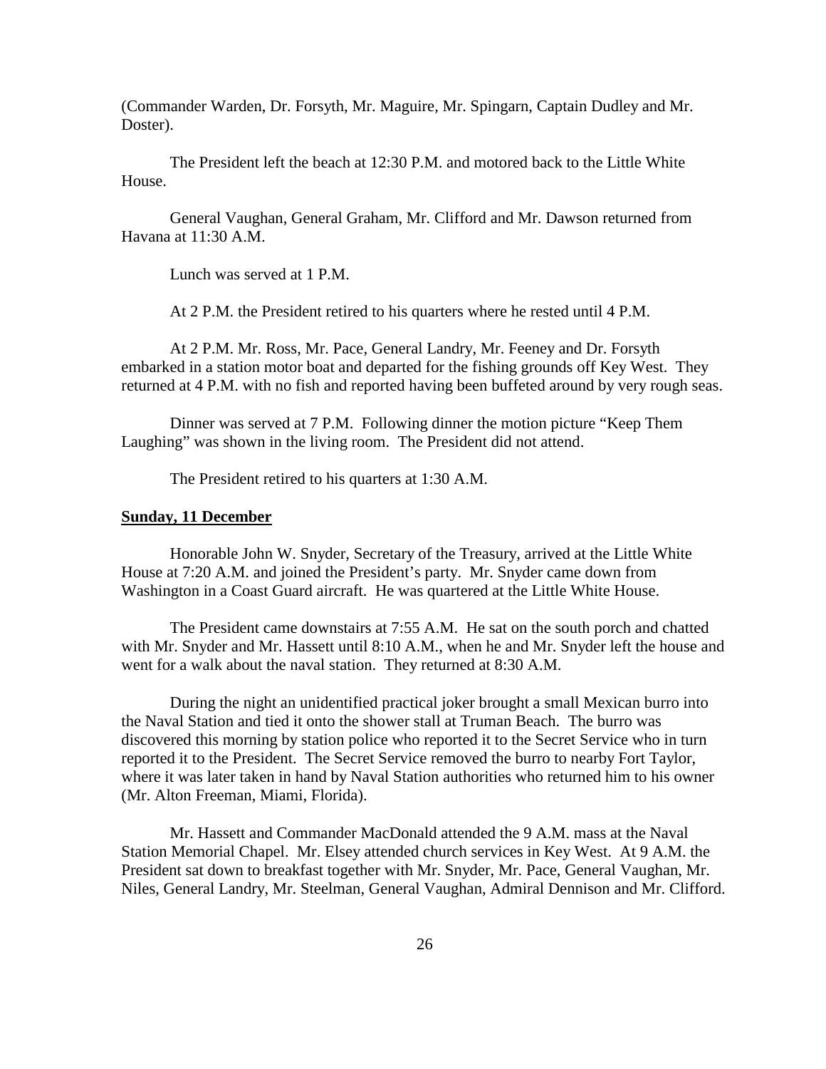(Commander Warden, Dr. Forsyth, Mr. Maguire, Mr. Spingarn, Captain Dudley and Mr. Doster).

The President left the beach at 12:30 P.M. and motored back to the Little White House.

General Vaughan, General Graham, Mr. Clifford and Mr. Dawson returned from Havana at 11:30 A.M.

Lunch was served at 1 P.M.

At 2 P.M. the President retired to his quarters where he rested until 4 P.M.

At 2 P.M. Mr. Ross, Mr. Pace, General Landry, Mr. Feeney and Dr. Forsyth embarked in a station motor boat and departed for the fishing grounds off Key West. They returned at 4 P.M. with no fish and reported having been buffeted around by very rough seas.

Dinner was served at 7 P.M. Following dinner the motion picture "Keep Them Laughing" was shown in the living room. The President did not attend.

The President retired to his quarters at 1:30 A.M.

**Sunday, 11 December**

Honorable John W. Snyder, Secretary of the Treasury, arrived at the Little White House at 7:20 A.M. and joined the President's party. Mr. Snyder came down from Washington in a Coast Guard aircraft. He was quartered at the Little White House.

The President came downstairs at 7:55 A.M. He sat on the south porch and chatted with Mr. Snyder and Mr. Hassett until 8:10 A.M., when he and Mr. Snyder left the house and went for a walk about the naval station. They returned at 8:30 A.M.

During the night an unidentified practical joker brought a small Mexican burro into the Naval Station and tied it onto the shower stall at Truman Beach. The burro was discovered this morning by station police who reported it to the Secret Service who in turn reported it to the President. The Secret Service removed the burro to nearby Fort Taylor, where it was later taken in hand by Naval Station authorities who returned him to his owner (Mr. Alton Freeman, Miami, Florida).

Mr. Hassett and Commander MacDonald attended the 9 A.M. mass at the Naval Station Memorial Chapel. Mr. Elsey attended church services in Key West. At 9 A.M. the President sat down to breakfast together with Mr. Snyder, Mr. Pace, General Vaughan, Mr. Niles, General Landry, Mr. Steelman, General Vaughan, Admiral Dennison and Mr. Clifford.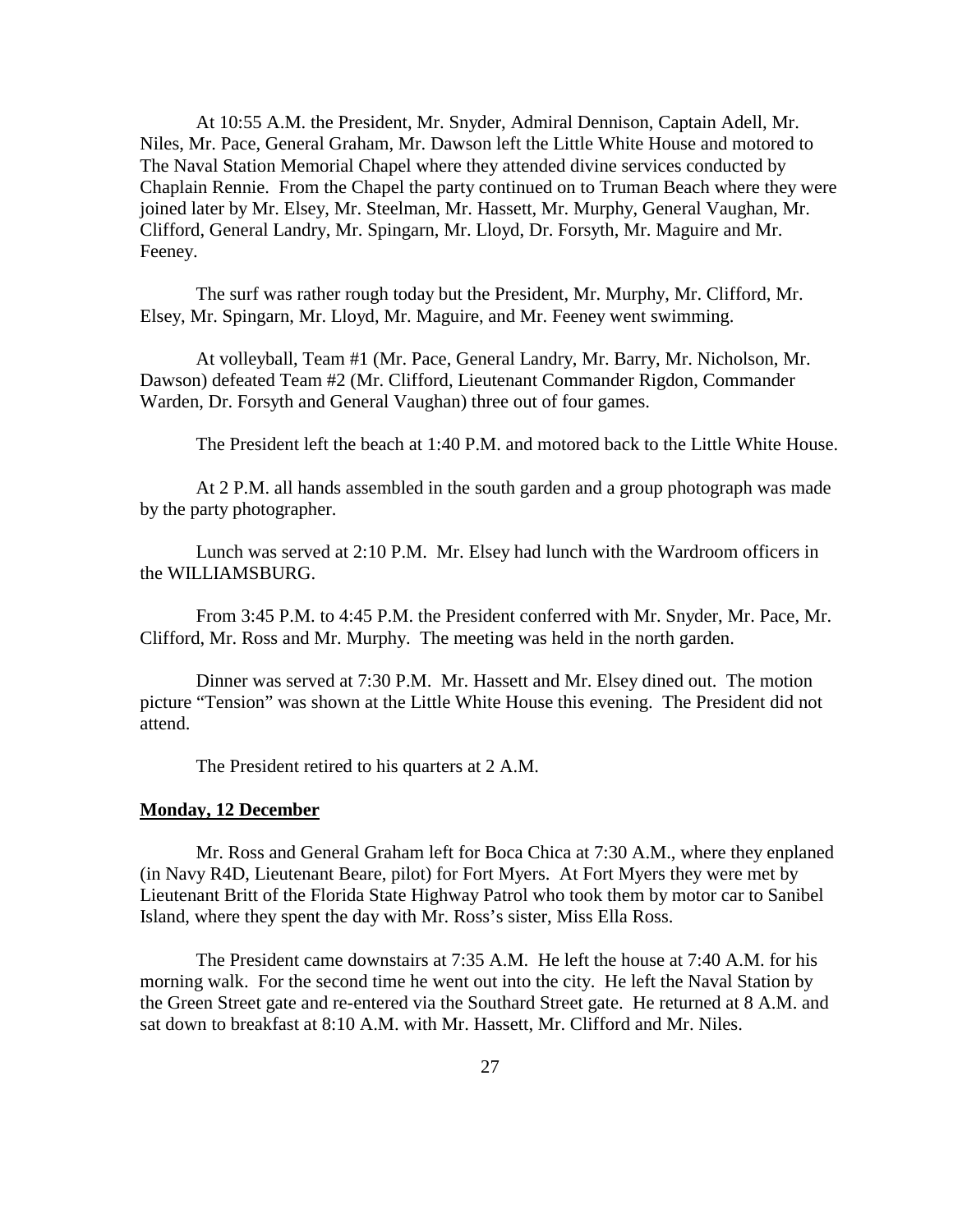At 10:55 A.M. the President, Mr. Snyder, Admiral Dennison, Captain Adell, Mr. Niles, Mr. Pace, General Graham, Mr. Dawson left the Little White House and motored to The Naval Station Memorial Chapel where they attended divine services conducted by Chaplain Rennie. From the Chapel the party continued on to Truman Beach where they were joined later by Mr. Elsey, Mr. Steelman, Mr. Hassett, Mr. Murphy, General Vaughan, Mr. Clifford, General Landry, Mr. Spingarn, Mr. Lloyd, Dr. Forsyth, Mr. Maguire and Mr. Feeney.

The surf was rather rough today but the President, Mr. Murphy, Mr. Clifford, Mr. Elsey, Mr. Spingarn, Mr. Lloyd, Mr. Maguire, and Mr. Feeney went swimming.

At volleyball, Team #1 (Mr. Pace, General Landry, Mr. Barry, Mr. Nicholson, Mr. Dawson) defeated Team #2 (Mr. Clifford, Lieutenant Commander Rigdon, Commander Warden, Dr. Forsyth and General Vaughan) three out of four games.

The President left the beach at 1:40 P.M. and motored back to the Little White House.

At 2 P.M. all hands assembled in the south garden and a group photograph was made by the party photographer.

Lunch was served at 2:10 P.M. Mr. Elsey had lunch with the Wardroom officers in the WILLIAMSBURG.

From 3:45 P.M. to 4:45 P.M. the President conferred with Mr. Snyder, Mr. Pace, Mr. Clifford, Mr. Ross and Mr. Murphy. The meeting was held in the north garden.

Dinner was served at 7:30 P.M. Mr. Hassett and Mr. Elsey dined out. The motion picture "Tension" was shown at the Little White House this evening. The President did not attend.

The President retired to his quarters at 2 A.M.

**Monday, 12 December**

Mr. Ross and General Graham left for Boca Chica at 7:30 A.M., where they enplaned (in Navy R4D, Lieutenant Beare, pilot) for Fort Myers. At Fort Myers they were met by Lieutenant Britt of the Florida State Highway Patrol who took them by motor car to Sanibel Island, where they spent the day with Mr. Ross's sister, Miss Ella Ross.

The President came downstairs at 7:35 A.M. He left the house at 7:40 A.M. for his morning walk. For the second time he went out into the city. He left the Naval Station by the Green Street gate and re-entered via the Southard Street gate. He returned at 8 A.M. and sat down to breakfast at 8:10 A.M. with Mr. Hassett, Mr. Clifford and Mr. Niles.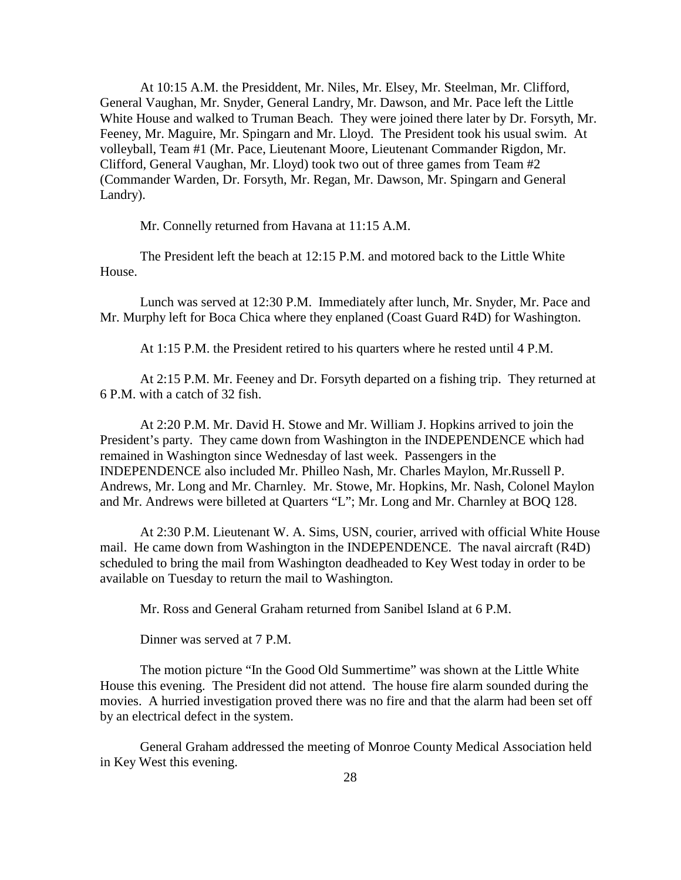At 10:15 A.M. the Presiddent, Mr. Niles, Mr. Elsey, Mr. Steelman, Mr. Clifford, General Vaughan, Mr. Snyder, General Landry, Mr. Dawson, and Mr. Pace left the Little White House and walked to Truman Beach. They were joined there later by Dr. Forsyth, Mr. Feeney, Mr. Maguire, Mr. Spingarn and Mr. Lloyd. The President took his usual swim. At volleyball, Team #1 (Mr. Pace, Lieutenant Moore, Lieutenant Commander Rigdon, Mr. Clifford, General Vaughan, Mr. Lloyd) took two out of three games from Team #2 (Commander Warden, Dr. Forsyth, Mr. Regan, Mr. Dawson, Mr. Spingarn and General Landry).

Mr. Connelly returned from Havana at 11:15 A.M.

The President left the beach at 12:15 P.M. and motored back to the Little White House.

Lunch was served at 12:30 P.M. Immediately after lunch, Mr. Snyder, Mr. Pace and Mr. Murphy left for Boca Chica where they enplaned (Coast Guard R4D) for Washington.

At 1:15 P.M. the President retired to his quarters where he rested until 4 P.M.

At 2:15 P.M. Mr. Feeney and Dr. Forsyth departed on a fishing trip. They returned at 6 P.M. with a catch of 32 fish.

At 2:20 P.M. Mr. David H. Stowe and Mr. William J. Hopkins arrived to join the President's party. They came down from Washington in the INDEPENDENCE which had remained in Washington since Wednesday of last week. Passengers in the INDEPENDENCE also included Mr. Philleo Nash, Mr. Charles Maylon, Mr.Russell P. Andrews, Mr. Long and Mr. Charnley. Mr. Stowe, Mr. Hopkins, Mr. Nash, Colonel Maylon and Mr. Andrews were billeted at Quarters "L"; Mr. Long and Mr. Charnley at BOQ 128.

At 2:30 P.M. Lieutenant W. A. Sims, USN, courier, arrived with official White House mail. He came down from Washington in the INDEPENDENCE. The naval aircraft (R4D) scheduled to bring the mail from Washington deadheaded to Key West today in order to be available on Tuesday to return the mail to Washington.

Mr. Ross and General Graham returned from Sanibel Island at 6 P.M.

Dinner was served at 7 P.M.

The motion picture "In the Good Old Summertime" was shown at the Little White House this evening. The President did not attend. The house fire alarm sounded during the movies. A hurried investigation proved there was no fire and that the alarm had been set off by an electrical defect in the system.

General Graham addressed the meeting of Monroe County Medical Association held in Key West this evening.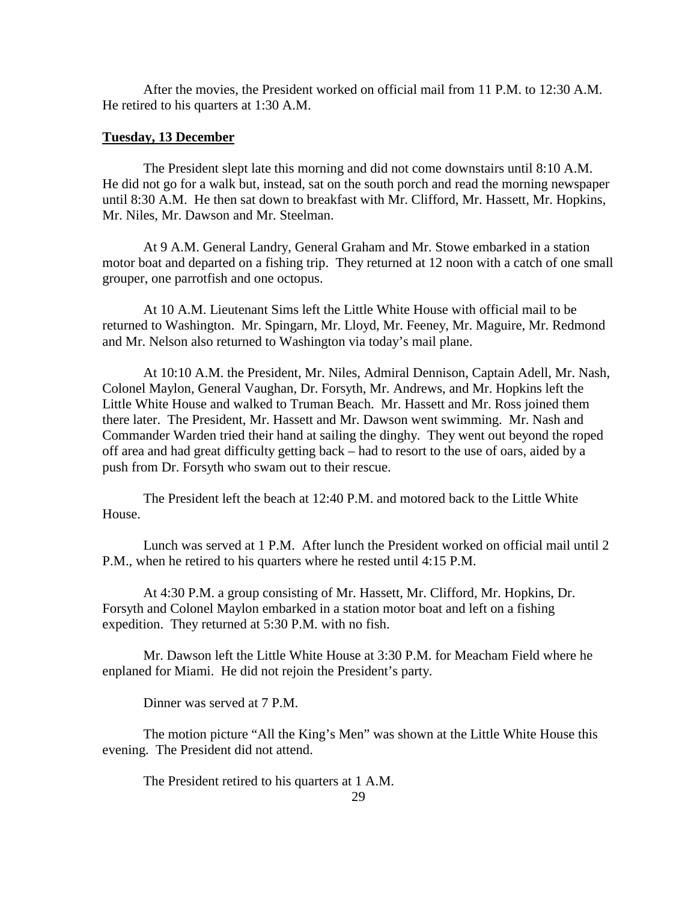After the movies, the President worked on official mail from 11 P.M. to 12:30 A.M. He retired to his quarters at 1:30 A.M.

**Tuesday, 13 December**

The President slept late this morning and did not come downstairs until 8:10 A.M. He did not go for a walk but, instead, sat on the south porch and read the morning newspaper until 8:30 A.M. He then sat down to breakfast with Mr. Clifford, Mr. Hassett, Mr. Hopkins, Mr. Niles, Mr. Dawson and Mr. Steelman.

At 9 A.M. General Landry, General Graham and Mr. Stowe embarked in a station motor boat and departed on a fishing trip. They returned at 12 noon with a catch of one small grouper, one parrotfish and one octopus.

At 10 A.M. Lieutenant Sims left the Little White House with official mail to be returned to Washington. Mr. Spingarn, Mr. Lloyd, Mr. Feeney, Mr. Maguire, Mr. Redmond and Mr. Nelson also returned to Washington via today's mail plane.

At 10:10 A.M. the President, Mr. Niles, Admiral Dennison, Captain Adell, Mr. Nash, Colonel Maylon, General Vaughan, Dr. Forsyth, Mr. Andrews, and Mr. Hopkins left the Little White House and walked to Truman Beach. Mr. Hassett and Mr. Ross joined them there later. The President, Mr. Hassett and Mr. Dawson went swimming. Mr. Nash and Commander Warden tried their hand at sailing the dinghy. They went out beyond the roped off area and had great difficulty getting back – had to resort to the use of oars, aided by a push from Dr. Forsyth who swam out to their rescue.

The President left the beach at 12:40 P.M. and motored back to the Little White House.

Lunch was served at 1 P.M. After lunch the President worked on official mail until 2 P.M., when he retired to his quarters where he rested until 4:15 P.M.

At 4:30 P.M. a group consisting of Mr. Hassett, Mr. Clifford, Mr. Hopkins, Dr. Forsyth and Colonel Maylon embarked in a station motor boat and left on a fishing expedition. They returned at 5:30 P.M. with no fish.

Mr. Dawson left the Little White House at 3:30 P.M. for Meacham Field where he enplaned for Miami. He did not rejoin the President's party.

Dinner was served at 7 P.M.

The motion picture "All the King's Men" was shown at the Little White House this evening. The President did not attend.

The President retired to his quarters at 1 A.M.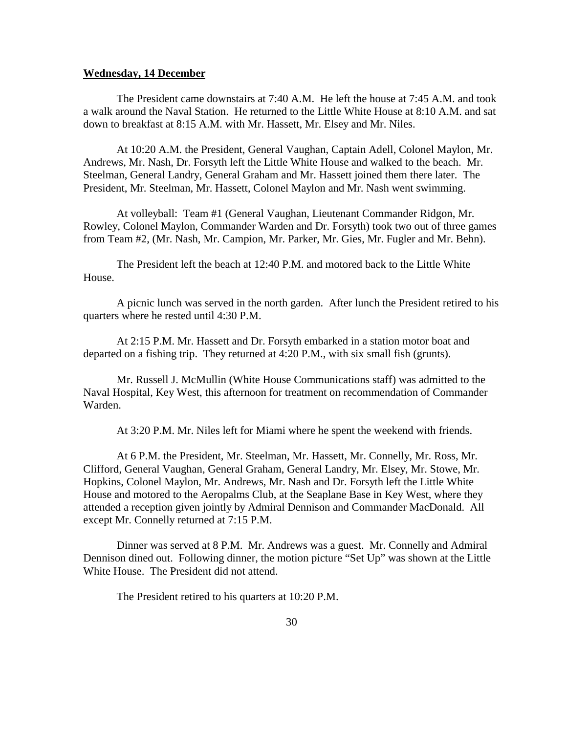**Wednesday, 14 December**

The President came downstairs at 7:40 A.M. He left the house at 7:45 A.M. and took a walk around the Naval Station. He returned to the Little White House at 8:10 A.M. and sat down to breakfast at 8:15 A.M. with Mr. Hassett, Mr. Elsey and Mr. Niles.

At 10:20 A.M. the President, General Vaughan, Captain Adell, Colonel Maylon, Mr. Andrews, Mr. Nash, Dr. Forsyth left the Little White House and walked to the beach. Mr. Steelman, General Landry, General Graham and Mr. Hassett joined them there later. The President, Mr. Steelman, Mr. Hassett, Colonel Maylon and Mr. Nash went swimming.

At volleyball: Team #1 (General Vaughan, Lieutenant Commander Ridgon, Mr. Rowley, Colonel Maylon, Commander Warden and Dr. Forsyth) took two out of three games from Team #2, (Mr. Nash, Mr. Campion, Mr. Parker, Mr. Gies, Mr. Fugler and Mr. Behn).

The President left the beach at 12:40 P.M. and motored back to the Little White House.

A picnic lunch was served in the north garden. After lunch the President retired to his quarters where he rested until 4:30 P.M.

At 2:15 P.M. Mr. Hassett and Dr. Forsyth embarked in a station motor boat and departed on a fishing trip. They returned at 4:20 P.M., with six small fish (grunts).

Mr. Russell J. McMullin (White House Communications staff) was admitted to the Naval Hospital, Key West, this afternoon for treatment on recommendation of Commander Warden.

At 3:20 P.M. Mr. Niles left for Miami where he spent the weekend with friends.

At 6 P.M. the President, Mr. Steelman, Mr. Hassett, Mr. Connelly, Mr. Ross, Mr. Clifford, General Vaughan, General Graham, General Landry, Mr. Elsey, Mr. Stowe, Mr. Hopkins, Colonel Maylon, Mr. Andrews, Mr. Nash and Dr. Forsyth left the Little White House and motored to the Aeropalms Club, at the Seaplane Base in Key West, where they attended a reception given jointly by Admiral Dennison and Commander MacDonald. All except Mr. Connelly returned at 7:15 P.M.

Dinner was served at 8 P.M. Mr. Andrews was a guest. Mr. Connelly and Admiral Dennison dined out. Following dinner, the motion picture "Set Up" was shown at the Little White House. The President did not attend.

The President retired to his quarters at 10:20 P.M.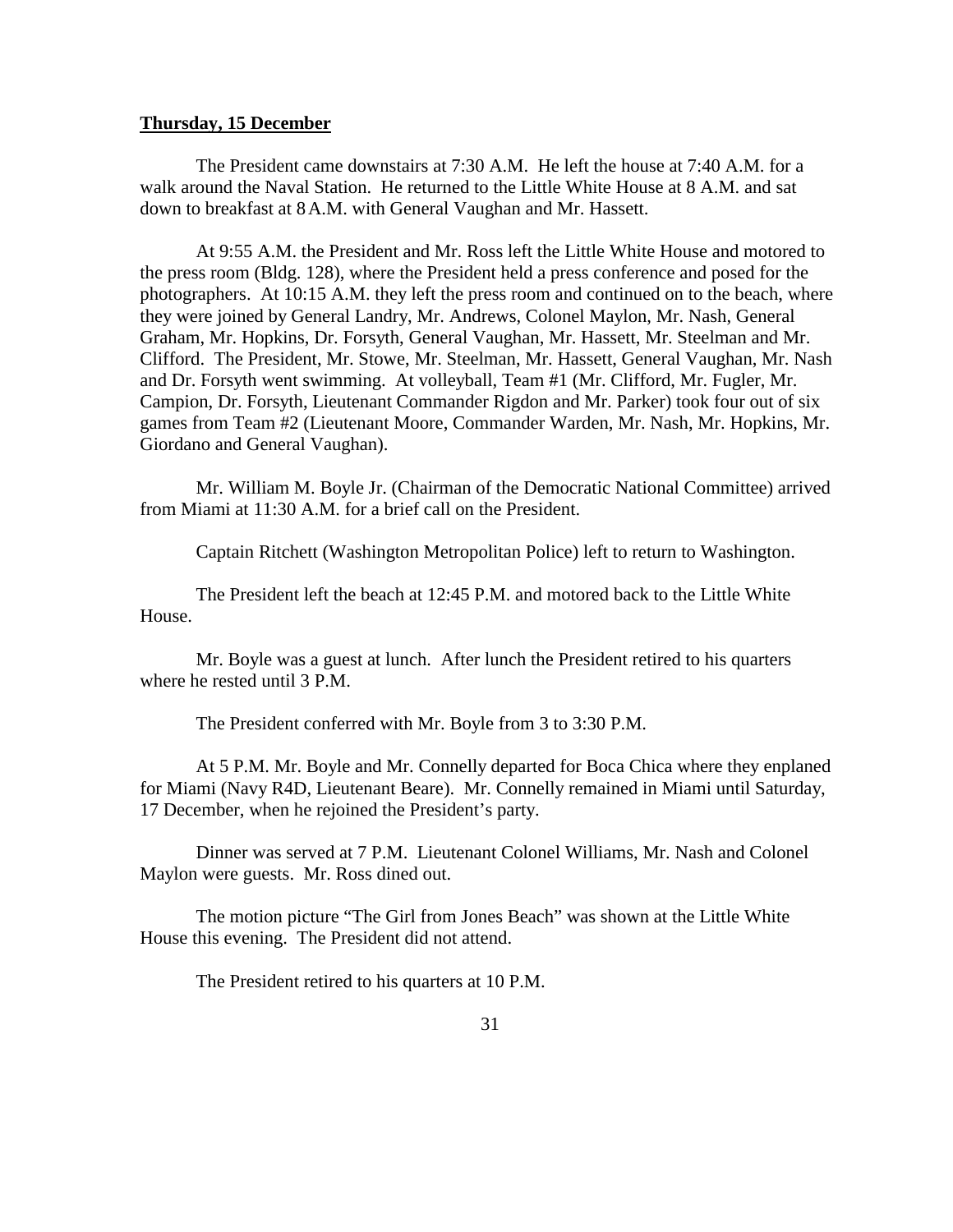**Thursday, 15 December**

The President came downstairs at 7:30 A.M. He left the house at 7:40 A.M. for a walk around the Naval Station. He returned to the Little White House at 8 A.M. and sat down to breakfast at 8 A.M. with General Vaughan and Mr. Hassett.

At 9:55 A.M. the President and Mr. Ross left the Little White House and motored to the press room (Bldg. 128), where the President held a press conference and posed for the photographers. At 10:15 A.M. they left the press room and continued on to the beach, where they were joined by General Landry, Mr. Andrews, Colonel Maylon, Mr. Nash, General Graham, Mr. Hopkins, Dr. Forsyth, General Vaughan, Mr. Hassett, Mr. Steelman and Mr. Clifford. The President, Mr. Stowe, Mr. Steelman, Mr. Hassett, General Vaughan, Mr. Nash and Dr. Forsyth went swimming. At volleyball, Team #1 (Mr. Clifford, Mr. Fugler, Mr. Campion, Dr. Forsyth, Lieutenant Commander Rigdon and Mr. Parker) took four out of six games from Team #2 (Lieutenant Moore, Commander Warden, Mr. Nash, Mr. Hopkins, Mr. Giordano and General Vaughan).

Mr. William M. Boyle Jr. (Chairman of the Democratic National Committee) arrived from Miami at 11:30 A.M. for a brief call on the President.

Captain Ritchett (Washington Metropolitan Police) left to return to Washington.

The President left the beach at 12:45 P.M. and motored back to the Little White House.

Mr. Boyle was a guest at lunch. After lunch the President retired to his quarters where he rested until 3 P.M.

The President conferred with Mr. Boyle from 3 to 3:30 P.M.

At 5 P.M. Mr. Boyle and Mr. Connelly departed for Boca Chica where they enplaned for Miami (Navy R4D, Lieutenant Beare). Mr. Connelly remained in Miami until Saturday, 17 December, when he rejoined the President's party.

Dinner was served at 7 P.M. Lieutenant Colonel Williams, Mr. Nash and Colonel Maylon were guests. Mr. Ross dined out.

The motion picture "The Girl from Jones Beach" was shown at the Little White House this evening. The President did not attend.

The President retired to his quarters at 10 P.M.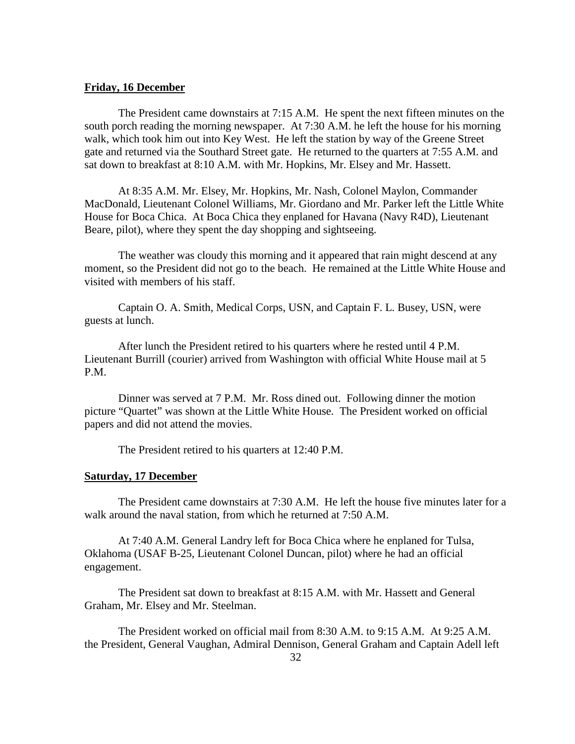**Friday, 16 December**

The President came downstairs at 7:15 A.M. He spent the next fifteen minutes on the south porch reading the morning newspaper. At 7:30 A.M. he left the house for his morning walk, which took him out into Key West. He left the station by way of the Greene Street gate and returned via the Southard Street gate. He returned to the quarters at 7:55 A.M. and sat down to breakfast at 8:10 A.M. with Mr. Hopkins, Mr. Elsey and Mr. Hassett.

At 8:35 A.M. Mr. Elsey, Mr. Hopkins, Mr. Nash, Colonel Maylon, Commander MacDonald, Lieutenant Colonel Williams, Mr. Giordano and Mr. Parker left the Little White House for Boca Chica. At Boca Chica they enplaned for Havana (Navy R4D), Lieutenant Beare, pilot), where they spent the day shopping and sightseeing.

The weather was cloudy this morning and it appeared that rain might descend at any moment, so the President did not go to the beach. He remained at the Little White House and visited with members of his staff.

Captain O. A. Smith, Medical Corps, USN, and Captain F. L. Busey, USN, were guests at lunch.

After lunch the President retired to his quarters where he rested until 4 P.M. Lieutenant Burrill (courier) arrived from Washington with official White House mail at 5 P.M.

Dinner was served at 7 P.M. Mr. Ross dined out. Following dinner the motion picture "Quartet" was shown at the Little White House. The President worked on official papers and did not attend the movies.

The President retired to his quarters at 12:40 P.M.

**Saturday, 17 December**

The President came downstairs at 7:30 A.M. He left the house five minutes later for a walk around the naval station, from which he returned at 7:50 A.M.

At 7:40 A.M. General Landry left for Boca Chica where he enplaned for Tulsa, Oklahoma (USAF B-25, Lieutenant Colonel Duncan, pilot) where he had an official engagement.

The President sat down to breakfast at 8:15 A.M. with Mr. Hassett and General Graham, Mr. Elsey and Mr. Steelman.

The President worked on official mail from 8:30 A.M. to 9:15 A.M. At 9:25 A.M. the President, General Vaughan, Admiral Dennison, General Graham and Captain Adell left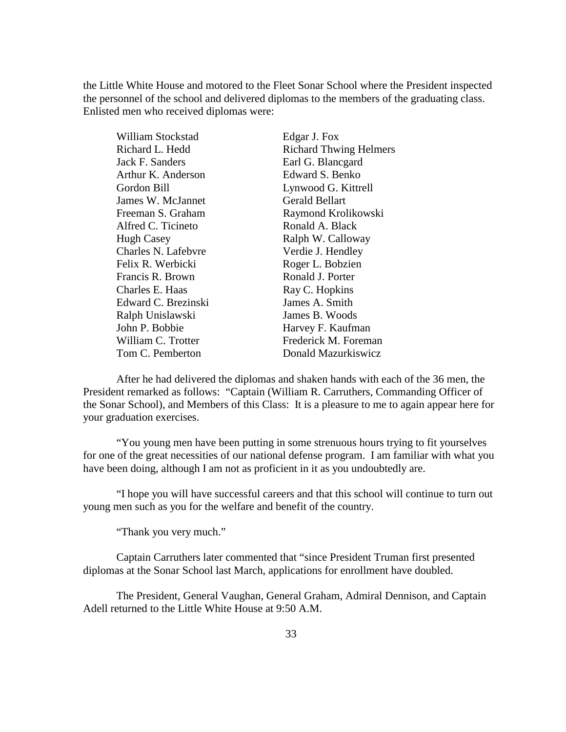the Little White House and motored to the Fleet Sonar School where the President inspected the personnel of the school and delivered diplomas to the members of the graduating class. Enlisted men who received diplomas were:

| | |
|---|---|
| William Stockstad | Edgar J. Fox |
| Richard L. Hedd | Richard Thwing Helmers |
| Jack F. Sanders | Earl G. Blancgard |
| Arthur K. Anderson | Edward S. Benko |
| Gordon Bill | Lynwood G. Kittrell |
| James W. McJannet | Gerald Bellart |
| Freeman S. Graham | Raymond Krolikowski |
| Alfred C. Ticineto | Ronald A. Black |
| Hugh Casey | Ralph W. Calloway |
| Charles N. Lafebvre | Verdie J. Hendley |
| Felix R. Werbicki | Roger L. Bobzien |
| Francis R. Brown | Ronald J. Porter |
| Charles E. Haas | Ray C. Hopkins |
| Edward C. Brezinski | James A. Smith |
| Ralph Unislawski | James B. Woods |
| John P. Bobbie | Harvey F. Kaufman |
| William C. Trotter | Frederick M. Foreman |
| Tom C. Pemberton | Donald Mazurkiswicz |

After he had delivered the diplomas and shaken hands with each of the 36 men, the President remarked as follows: "Captain (William R. Carruthers, Commanding Officer of the Sonar School), and Members of this Class: It is a pleasure to me to again appear here for your graduation exercises.

"You young men have been putting in some strenuous hours trying to fit yourselves for one of the great necessities of our national defense program. I am familiar with what you have been doing, although I am not as proficient in it as you undoubtedly are.

"I hope you will have successful careers and that this school will continue to turn out young men such as you for the welfare and benefit of the country.

"Thank you very much."

Captain Carruthers later commented that "since President Truman first presented diplomas at the Sonar School last March, applications for enrollment have doubled.

The President, General Vaughan, General Graham, Admiral Dennison, and Captain Adell returned to the Little White House at 9:50 A.M.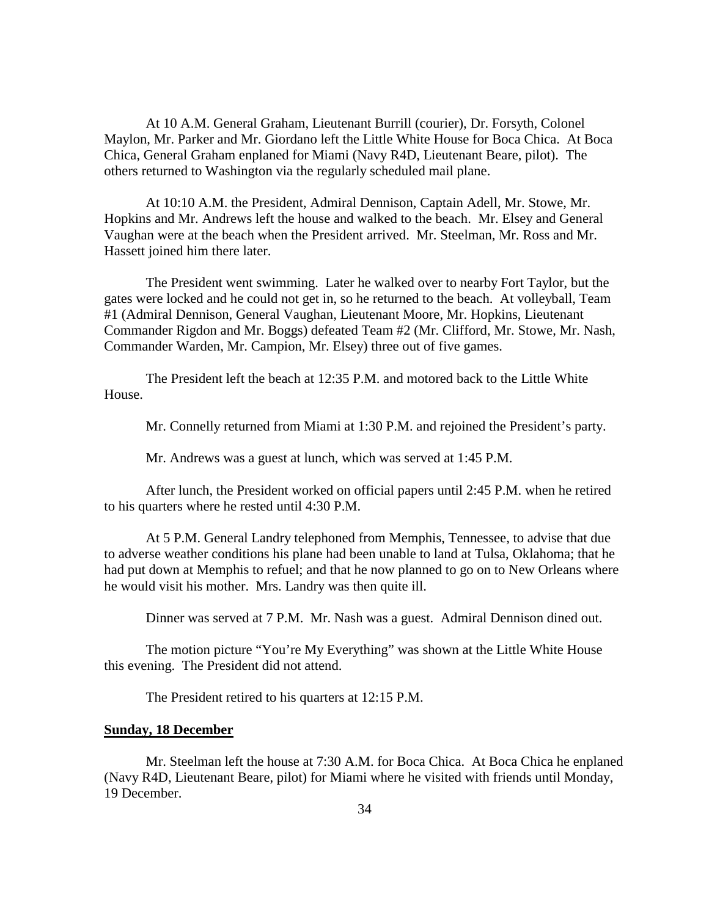At 10 A.M. General Graham, Lieutenant Burrill (courier), Dr. Forsyth, Colonel Maylon, Mr. Parker and Mr. Giordano left the Little White House for Boca Chica. At Boca Chica, General Graham enplaned for Miami (Navy R4D, Lieutenant Beare, pilot). The others returned to Washington via the regularly scheduled mail plane.

At 10:10 A.M. the President, Admiral Dennison, Captain Adell, Mr. Stowe, Mr. Hopkins and Mr. Andrews left the house and walked to the beach. Mr. Elsey and General Vaughan were at the beach when the President arrived. Mr. Steelman, Mr. Ross and Mr. Hassett joined him there later.

The President went swimming. Later he walked over to nearby Fort Taylor, but the gates were locked and he could not get in, so he returned to the beach. At volleyball, Team #1 (Admiral Dennison, General Vaughan, Lieutenant Moore, Mr. Hopkins, Lieutenant Commander Rigdon and Mr. Boggs) defeated Team #2 (Mr. Clifford, Mr. Stowe, Mr. Nash, Commander Warden, Mr. Campion, Mr. Elsey) three out of five games.

The President left the beach at 12:35 P.M. and motored back to the Little White House.

Mr. Connelly returned from Miami at 1:30 P.M. and rejoined the President's party.

Mr. Andrews was a guest at lunch, which was served at 1:45 P.M.

After lunch, the President worked on official papers until 2:45 P.M. when he retired to his quarters where he rested until 4:30 P.M.

At 5 P.M. General Landry telephoned from Memphis, Tennessee, to advise that due to adverse weather conditions his plane had been unable to land at Tulsa, Oklahoma; that he had put down at Memphis to refuel; and that he now planned to go on to New Orleans where he would visit his mother. Mrs. Landry was then quite ill.

Dinner was served at 7 P.M. Mr. Nash was a guest. Admiral Dennison dined out.

The motion picture "You're My Everything" was shown at the Little White House this evening. The President did not attend.

The President retired to his quarters at 12:15 P.M.

**Sunday, 18 December**

Mr. Steelman left the house at 7:30 A.M. for Boca Chica. At Boca Chica he enplaned (Navy R4D, Lieutenant Beare, pilot) for Miami where he visited with friends until Monday, 19 December.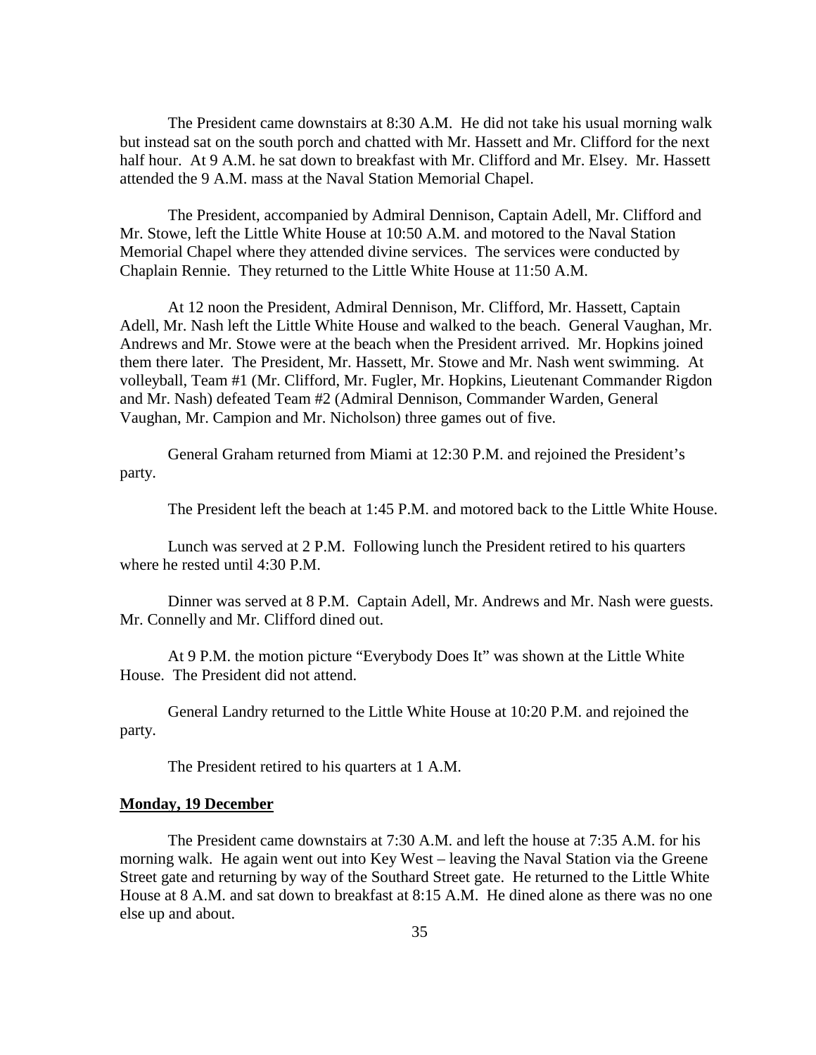The President came downstairs at 8:30 A.M. He did not take his usual morning walk but instead sat on the south porch and chatted with Mr. Hassett and Mr. Clifford for the next half hour. At 9 A.M. he sat down to breakfast with Mr. Clifford and Mr. Elsey. Mr. Hassett attended the 9 A.M. mass at the Naval Station Memorial Chapel.

The President, accompanied by Admiral Dennison, Captain Adell, Mr. Clifford and Mr. Stowe, left the Little White House at 10:50 A.M. and motored to the Naval Station Memorial Chapel where they attended divine services. The services were conducted by Chaplain Rennie. They returned to the Little White House at 11:50 A.M.

At 12 noon the President, Admiral Dennison, Mr. Clifford, Mr. Hassett, Captain Adell, Mr. Nash left the Little White House and walked to the beach. General Vaughan, Mr. Andrews and Mr. Stowe were at the beach when the President arrived. Mr. Hopkins joined them there later. The President, Mr. Hassett, Mr. Stowe and Mr. Nash went swimming. At volleyball, Team #1 (Mr. Clifford, Mr. Fugler, Mr. Hopkins, Lieutenant Commander Rigdon and Mr. Nash) defeated Team #2 (Admiral Dennison, Commander Warden, General Vaughan, Mr. Campion and Mr. Nicholson) three games out of five.

General Graham returned from Miami at 12:30 P.M. and rejoined the President's party.

The President left the beach at 1:45 P.M. and motored back to the Little White House.

Lunch was served at 2 P.M. Following lunch the President retired to his quarters where he rested until 4:30 P.M.

Dinner was served at 8 P.M. Captain Adell, Mr. Andrews and Mr. Nash were guests. Mr. Connelly and Mr. Clifford dined out.

At 9 P.M. the motion picture "Everybody Does It" was shown at the Little White House. The President did not attend.

General Landry returned to the Little White House at 10:20 P.M. and rejoined the party.

The President retired to his quarters at 1 A.M.

**Monday, 19 December**

The President came downstairs at 7:30 A.M. and left the house at 7:35 A.M. for his morning walk. He again went out into Key West – leaving the Naval Station via the Greene Street gate and returning by way of the Southard Street gate. He returned to the Little White House at 8 A.M. and sat down to breakfast at 8:15 A.M. He dined alone as there was no one else up and about.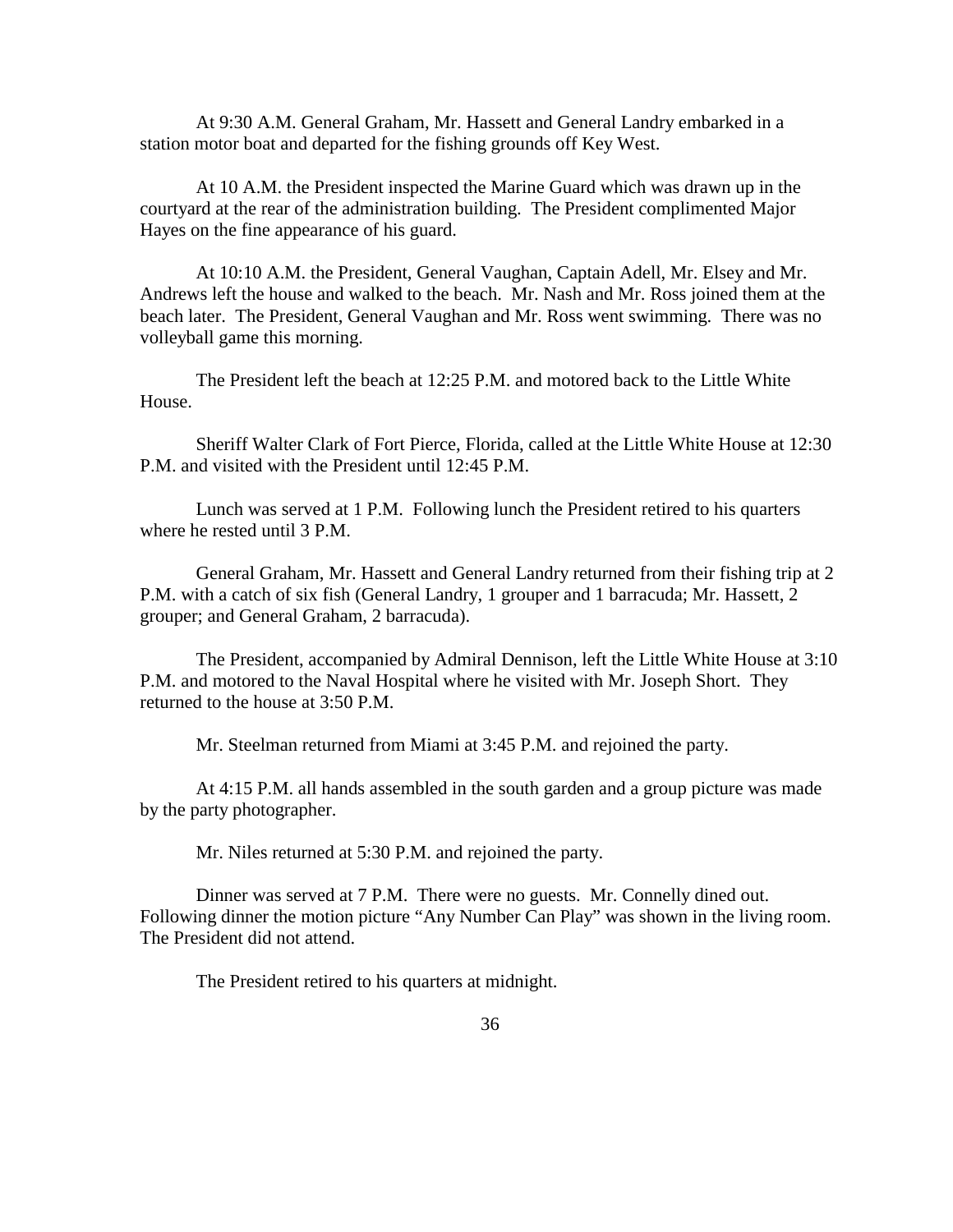At 9:30 A.M. General Graham, Mr. Hassett and General Landry embarked in a station motor boat and departed for the fishing grounds off Key West.

At 10 A.M. the President inspected the Marine Guard which was drawn up in the courtyard at the rear of the administration building. The President complimented Major Hayes on the fine appearance of his guard.

At 10:10 A.M. the President, General Vaughan, Captain Adell, Mr. Elsey and Mr. Andrews left the house and walked to the beach. Mr. Nash and Mr. Ross joined them at the beach later. The President, General Vaughan and Mr. Ross went swimming. There was no volleyball game this morning.

The President left the beach at 12:25 P.M. and motored back to the Little White House.

Sheriff Walter Clark of Fort Pierce, Florida, called at the Little White House at 12:30 P.M. and visited with the President until 12:45 P.M.

Lunch was served at 1 P.M. Following lunch the President retired to his quarters where he rested until 3 P.M.

General Graham, Mr. Hassett and General Landry returned from their fishing trip at 2 P.M. with a catch of six fish (General Landry, 1 grouper and 1 barracuda; Mr. Hassett, 2 grouper; and General Graham, 2 barracuda).

The President, accompanied by Admiral Dennison, left the Little White House at 3:10 P.M. and motored to the Naval Hospital where he visited with Mr. Joseph Short. They returned to the house at 3:50 P.M.

Mr. Steelman returned from Miami at 3:45 P.M. and rejoined the party.

At 4:15 P.M. all hands assembled in the south garden and a group picture was made by the party photographer.

Mr. Niles returned at 5:30 P.M. and rejoined the party.

Dinner was served at 7 P.M. There were no guests. Mr. Connelly dined out. Following dinner the motion picture "Any Number Can Play" was shown in the living room. The President did not attend.

The President retired to his quarters at midnight.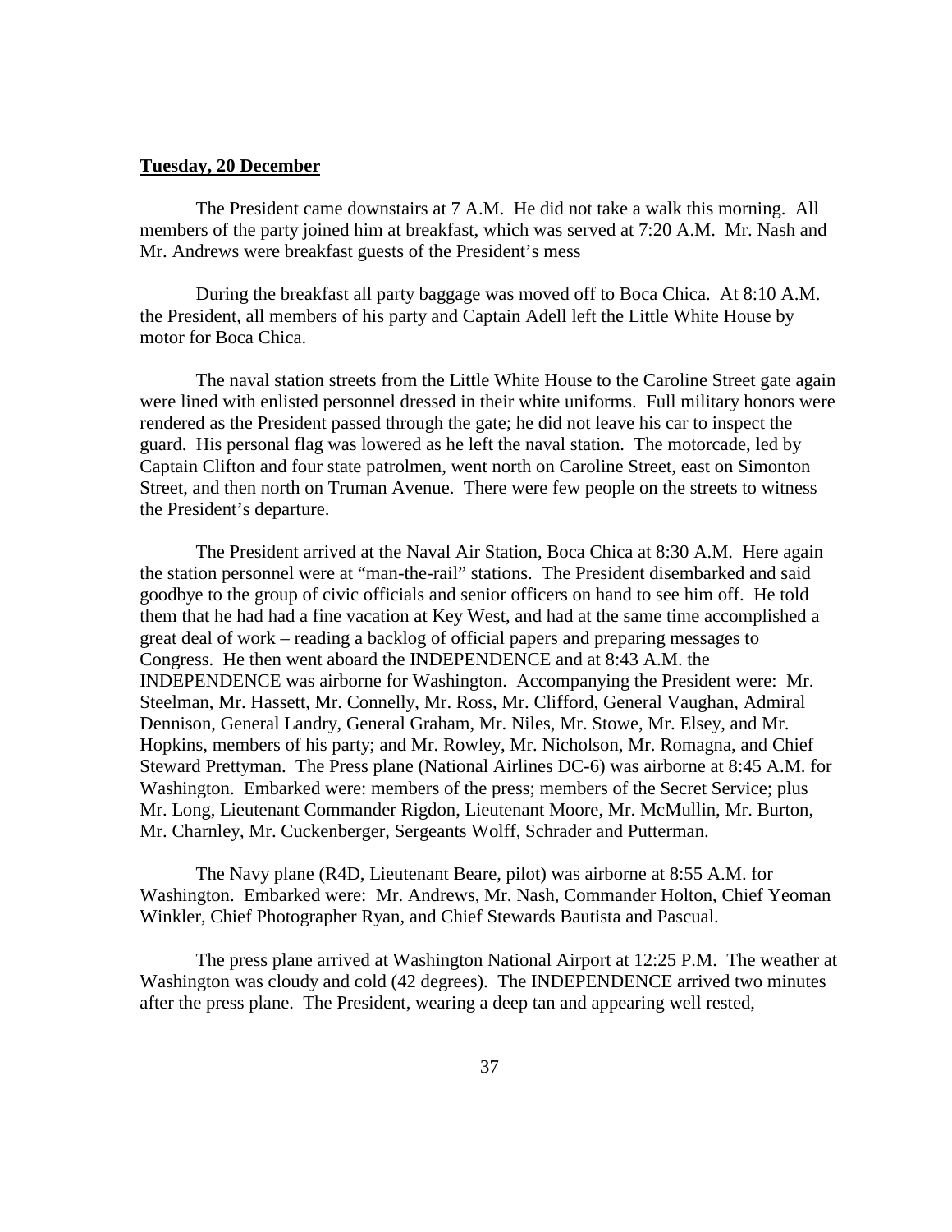**Tuesday, 20 December**

The President came downstairs at 7 A.M. He did not take a walk this morning. All members of the party joined him at breakfast, which was served at 7:20 A.M. Mr. Nash and Mr. Andrews were breakfast guests of the President's mess

During the breakfast all party baggage was moved off to Boca Chica. At 8:10 A.M. the President, all members of his party and Captain Adell left the Little White House by motor for Boca Chica.

The naval station streets from the Little White House to the Caroline Street gate again were lined with enlisted personnel dressed in their white uniforms. Full military honors were rendered as the President passed through the gate; he did not leave his car to inspect the guard. His personal flag was lowered as he left the naval station. The motorcade, led by Captain Clifton and four state patrolmen, went north on Caroline Street, east on Simonton Street, and then north on Truman Avenue. There were few people on the streets to witness the President's departure.

The President arrived at the Naval Air Station, Boca Chica at 8:30 A.M. Here again the station personnel were at "man-the-rail" stations. The President disembarked and said goodbye to the group of civic officials and senior officers on hand to see him off. He told them that he had had a fine vacation at Key West, and had at the same time accomplished a great deal of work – reading a backlog of official papers and preparing messages to Congress. He then went aboard the INDEPENDENCE and at 8:43 A.M. the INDEPENDENCE was airborne for Washington. Accompanying the President were: Mr. Steelman, Mr. Hassett, Mr. Connelly, Mr. Ross, Mr. Clifford, General Vaughan, Admiral Dennison, General Landry, General Graham, Mr. Niles, Mr. Stowe, Mr. Elsey, and Mr. Hopkins, members of his party; and Mr. Rowley, Mr. Nicholson, Mr. Romagna, and Chief Steward Prettyman. The Press plane (National Airlines DC-6) was airborne at 8:45 A.M. for Washington. Embarked were: members of the press; members of the Secret Service; plus Mr. Long, Lieutenant Commander Rigdon, Lieutenant Moore, Mr. McMullin, Mr. Burton, Mr. Charnley, Mr. Cuckenberger, Sergeants Wolff, Schrader and Putterman.

The Navy plane (R4D, Lieutenant Beare, pilot) was airborne at 8:55 A.M. for Washington. Embarked were: Mr. Andrews, Mr. Nash, Commander Holton, Chief Yeoman Winkler, Chief Photographer Ryan, and Chief Stewards Bautista and Pascual.

The press plane arrived at Washington National Airport at 12:25 P.M. The weather at Washington was cloudy and cold (42 degrees). The INDEPENDENCE arrived two minutes after the press plane. The President, wearing a deep tan and appearing well rested,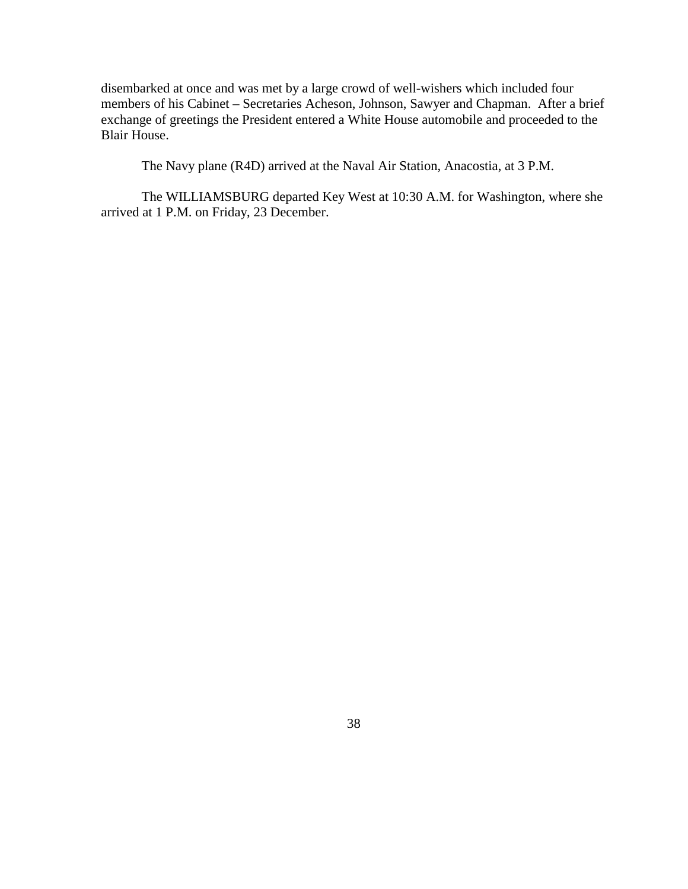disembarked at once and was met by a large crowd of well-wishers which included four members of his Cabinet – Secretaries Acheson, Johnson, Sawyer and Chapman. After a brief exchange of greetings the President entered a White House automobile and proceeded to the Blair House.

The Navy plane (R4D) arrived at the Naval Air Station, Anacostia, at 3 P.M.

The WILLIAMSBURG departed Key West at 10:30 A.M. for Washington, where she arrived at 1 P.M. on Friday, 23 December.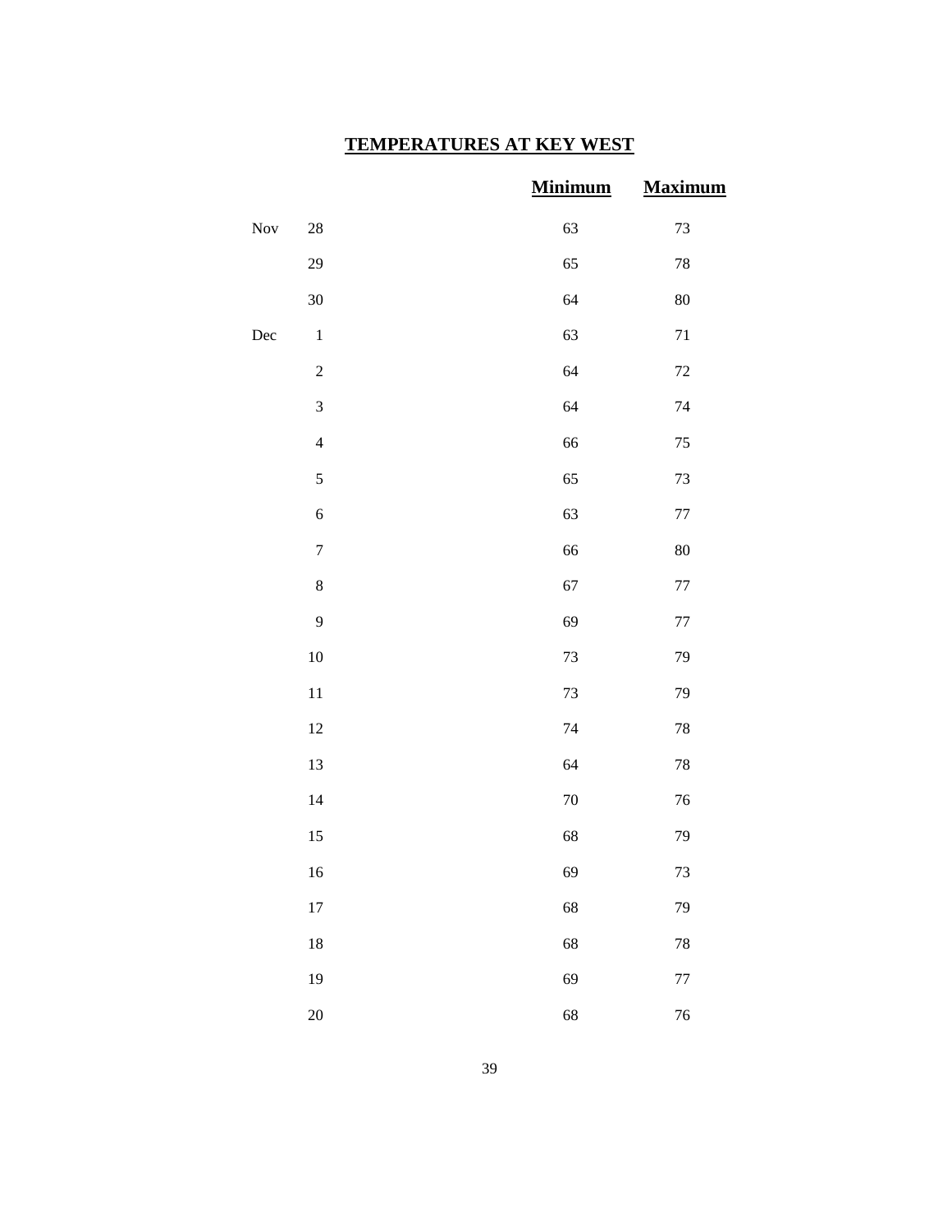## TEMPERATURES AT KEY WEST

| | | Minimum | Maximum |
|---|---|---|---|
| Nov | 28 | 63 | 73 |
| | 29 | 65 | 78 |
| | 30 | 64 | 80 |
| Dec | 1 | 63 | 71 |
| | 2 | 64 | 72 |
| | 3 | 64 | 74 |
| | 4 | 66 | 75 |
| | 5 | 65 | 73 |
| | 6 | 63 | 77 |
| | 7 | 66 | 80 |
| | 8 | 67 | 77 |
| | 9 | 69 | 77 |
| | 10 | 73 | 79 |
| | 11 | 73 | 79 |
| | 12 | 74 | 78 |
| | 13 | 64 | 78 |
| | 14 | 70 | 76 |
| | 15 | 68 | 79 |
| | 16 | 69 | 73 |
| | 17 | 68 | 79 |
| | 18 | 68 | 78 |
| | 19 | 69 | 77 |
| | 20 | 68 | 76 |